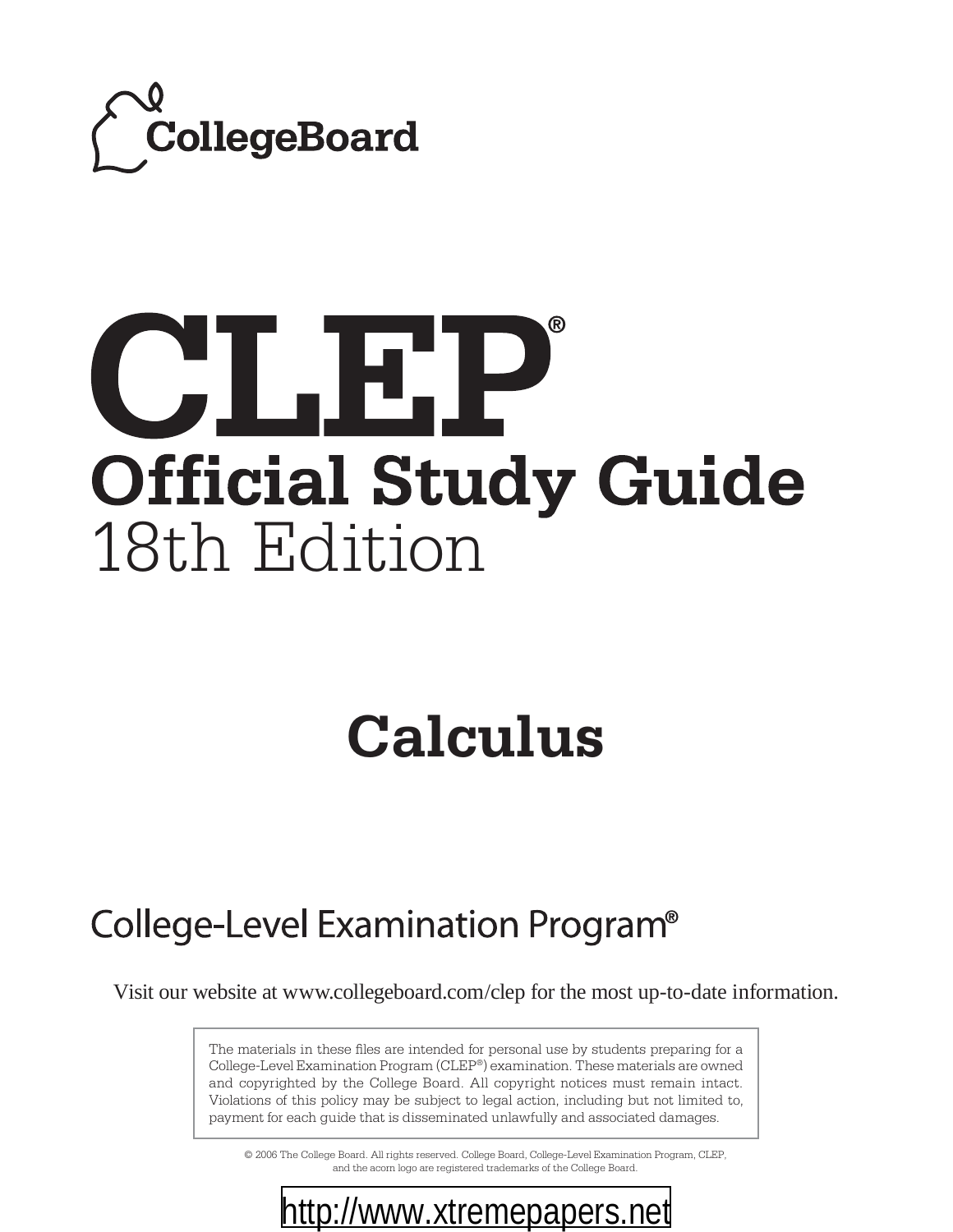CollegeBoard

# CLEP®

## Official Study Guide

18th Edition

# Calculus

College-Level Examination Program®

Visit our website at www.collegeboard.com/clep for the most up-to-date information.

The materials in these files are intended for personal use by students preparing for a College-Level Examination Program (CLEP®) examination. These materials are owned and copyrighted by the College Board. All copyright notices must remain intact. Violations of this policy may be subject to legal action, including but not limited to, payment for each guide that is disseminated unlawfully and associated damages.

© 2006 The College Board. All rights reserved. College Board, College-Level Examination Program, CLEP, and the acorn logo are registered trademarks of the College Board.

http://www.xtremepapers.net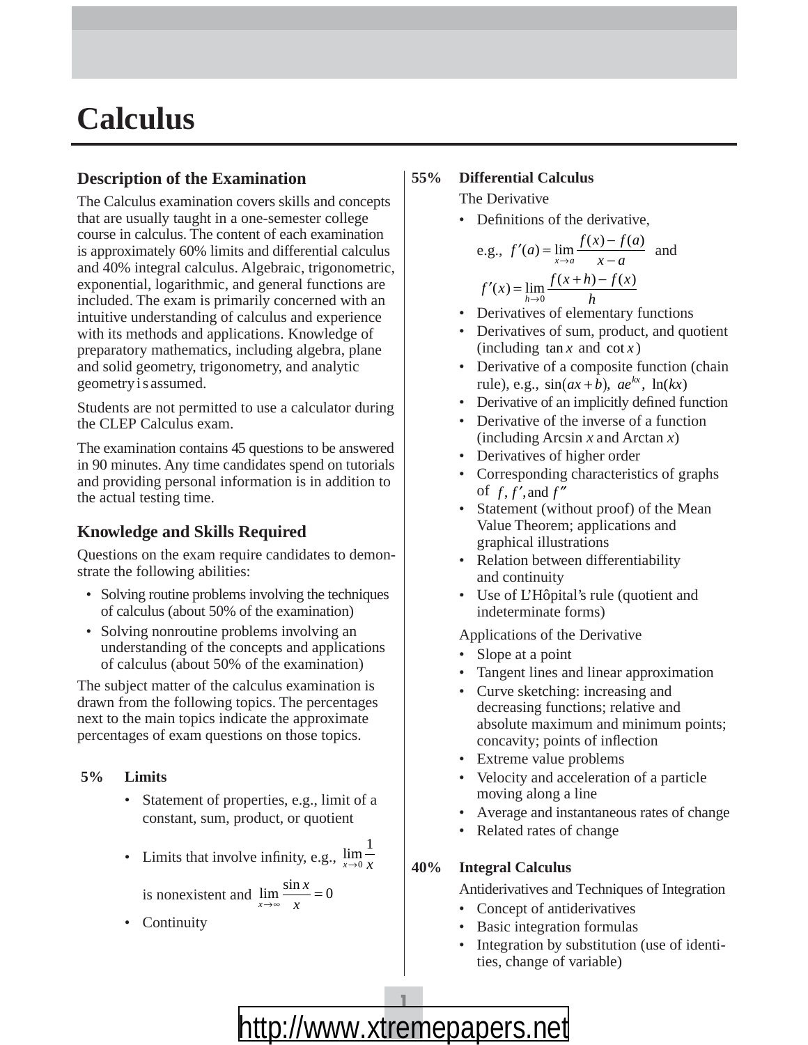# Calculus

## Description of the Examination

The Calculus examination covers skills and concepts that are usually taught in a one-semester college course in calculus. The content of each examination is approximately 60% limits and differential calculus and 40% integral calculus. Algebraic, trigonometric, exponential, logarithmic, and general functions are included. The exam is primarily concerned with an intuitive understanding of calculus and experience with its methods and applications. Knowledge of preparatory mathematics, including algebra, plane and solid geometry, trigonometry, and analytic geometry is assumed.

Students are not permitted to use a calculator during the CLEP Calculus exam.

The examination contains 45 questions to be answered in 90 minutes. Any time candidates spend on tutorials and providing personal information is in addition to the actual testing time.

## Knowledge and Skills Required

Questions on the exam require candidates to demonstrate the following abilities:

- Solving routine problems involving the techniques of calculus (about 50% of the examination)
- Solving nonroutine problems involving an understanding of the concepts and applications of calculus (about 50% of the examination)

The subject matter of the calculus examination is drawn from the following topics. The percentages next to the main topics indicate the approximate percentages of exam questions on those topics.

**5% Limits**

- Statement of properties, e.g., limit of a constant, sum, product, or quotient
- Limits that involve infinity, e.g., $\lim_{x\to 0}\frac{1}{x}$ is nonexistent and $\lim_{x\to\infty}\frac{\sin x}{x}=0$
- Continuity

**55% Differential Calculus**

The Derivative

- Definitions of the derivative, e.g., $f'(a)=\lim_{x\to a}\frac{f(x)-f(a)}{x-a}$ and $f'(x)=\lim_{h\to 0}\frac{f(x+h)-f(x)}{h}$
- Derivatives of elementary functions
- Derivatives of sum, product, and quotient (including $\tan x$ and $\cot x$)
- Derivative of a composite function (chain rule), e.g., $\sin(ax+b)$, $ae^{kx}$, $\ln(kx)$
- Derivative of an implicitly defined function
- Derivative of the inverse of a function (including Arcsin $x$ and Arctan $x$)
- Derivatives of higher order
- Corresponding characteristics of graphs of $f$, $f'$, and $f''$
- Statement (without proof) of the Mean Value Theorem; applications and graphical illustrations
- Relation between differentiability and continuity
- Use of L'Hôpital's rule (quotient and indeterminate forms)

Applications of the Derivative

- Slope at a point
- Tangent lines and linear approximation
- Curve sketching: increasing and decreasing functions; relative and absolute maximum and minimum points; concavity; points of inflection
- Extreme value problems
- Velocity and acceleration of a particle moving along a line
- Average and instantaneous rates of change
- Related rates of change

**40% Integral Calculus**

Antiderivatives and Techniques of Integration

- Concept of antiderivatives
- Basic integration formulas
- Integration by substitution (use of identities, change of variable)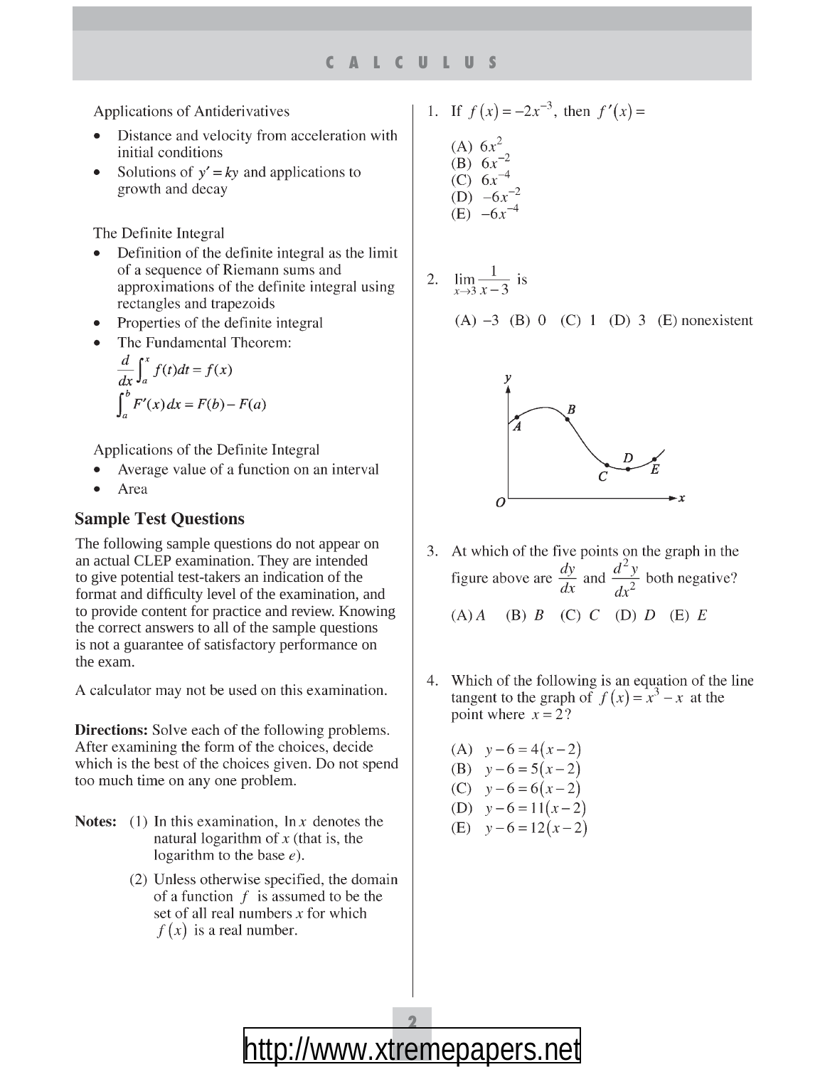Applications of Antiderivatives

- Distance and velocity from acceleration with initial conditions
- Solutions of $y' = ky$ and applications to growth and decay

The Definite Integral

- Definition of the definite integral as the limit of a sequence of Riemann sums and approximations of the definite integral using rectangles and trapezoids
- Properties of the definite integral
- The Fundamental Theorem:

$$\frac{d}{dx}\int_a^x f(t)dt = f(x)$$

$$\int_a^b F'(x)dx = F(b) - F(a)$$

Applications of the Definite Integral

- Average value of a function on an interval
- Area

## Sample Test Questions

The following sample questions do not appear on an actual CLEP examination. They are intended to give potential test-takers an indication of the format and difficulty level of the examination, and to provide content for practice and review. Knowing the correct answers to all of the sample questions is not a guarantee of satisfactory performance on the exam.

A calculator may not be used on this examination.

**Directions:** Solve each of the following problems. After examining the form of the choices, decide which is the best of the choices given. Do not spend too much time on any one problem.

**Notes:** (1) In this examination, $\ln x$ denotes the natural logarithm of *x* (that is, the logarithm to the base *e*).

(2) Unless otherwise specified, the domain of a function $f$ is assumed to be the set of all real numbers *x* for which $f(x)$ is a real number.

1. If $f(x) = -2x^{-3}$, then $f'(x) =$

(A) $6x^2$
(B) $6x^{-2}$
(C) $6x^{-4}$
(D) $-6x^{-2}$
(E) $-6x^{-4}$

2. $\lim\limits_{x \to 3} \dfrac{1}{x-3}$ is

(A) $-3$ (B) 0 (C) 1 (D) 3 (E) nonexistent

y
B
A
D
C
E
O
x

3. At which of the five points on the graph in the figure above are $\dfrac{dy}{dx}$ and $\dfrac{d^2y}{dx^2}$ both negative?

(A) *A* (B) *B* (C) *C* (D) *D* (E) *E*

4. Which of the following is an equation of the line tangent to the graph of $f(x) = x^3 - x$ at the point where $x = 2$?

(A) $y - 6 = 4(x - 2)$
(B) $y - 6 = 5(x - 2)$
(C) $y - 6 = 6(x - 2)$
(D) $y - 6 = 11(x - 2)$
(E) $y - 6 = 12(x - 2)$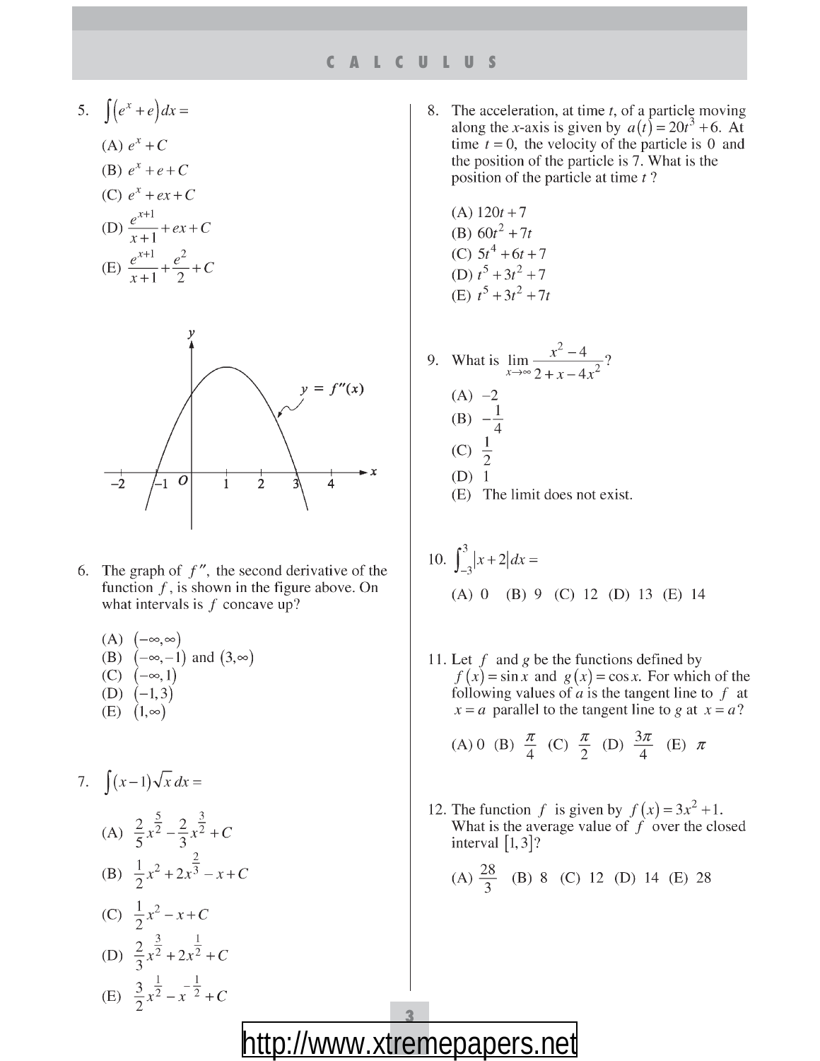5. $\int (e^x + e)\,dx =$

(A) $e^x + C$
(B) $e^x + e + C$
(C) $e^x + ex + C$
(D) $\dfrac{e^{x+1}}{x+1} + ex + C$
(E) $\dfrac{e^{x+1}}{x+1} + \dfrac{e^2}{2} + C$

y
$y = f''(x)$
x
−2 −1 O 1 2 3 4

6. The graph of $f''$, the second derivative of the function $f$, is shown in the figure above. On what intervals is $f$ concave up?

(A) $(-\infty, \infty)$
(B) $(-\infty, -1)$ and $(3, \infty)$
(C) $(-\infty, 1)$
(D) $(-1, 3)$
(E) $(1, \infty)$

7. $\int (x-1)\sqrt{x}\,dx =$

(A) $\dfrac{2}{5}x^{\frac{5}{2}} - \dfrac{2}{3}x^{\frac{3}{2}} + C$
(B) $\dfrac{1}{2}x^2 + 2x^{\frac{2}{3}} - x + C$
(C) $\dfrac{1}{2}x^2 - x + C$
(D) $\dfrac{2}{3}x^{\frac{3}{2}} + 2x^{\frac{1}{2}} + C$
(E) $\dfrac{3}{2}x^{\frac{1}{2}} - x^{-\frac{1}{2}} + C$

8. The acceleration, at time $t$, of a particle moving along the $x$-axis is given by $a(t) = 20t^3 + 6$. At time $t = 0$, the velocity of the particle is 0 and the position of the particle is 7. What is the position of the particle at time $t$?

(A) $120t + 7$
(B) $60t^2 + 7t$
(C) $5t^4 + 6t + 7$
(D) $t^5 + 3t^2 + 7$
(E) $t^5 + 3t^2 + 7t$

9. What is $\lim\limits_{x\to\infty} \dfrac{x^2 - 4}{2 + x - 4x^2}$?

(A) $-2$
(B) $-\dfrac{1}{4}$
(C) $\dfrac{1}{2}$
(D) 1
(E) The limit does not exist.

10. $\int_{-3}^{3} |x+2|\,dx =$

(A) 0 (B) 9 (C) 12 (D) 13 (E) 14

11. Let $f$ and $g$ be the functions defined by $f(x) = \sin x$ and $g(x) = \cos x$. For which of the following values of $a$ is the tangent line to $f$ at $x = a$ parallel to the tangent line to $g$ at $x = a$?

(A) 0 (B) $\dfrac{\pi}{4}$ (C) $\dfrac{\pi}{2}$ (D) $\dfrac{3\pi}{4}$ (E) $\pi$

12. The function $f$ is given by $f(x) = 3x^2 + 1$. What is the average value of $f$ over the closed interval $[1, 3]$?

(A) $\dfrac{28}{3}$ (B) 8 (C) 12 (D) 14 (E) 28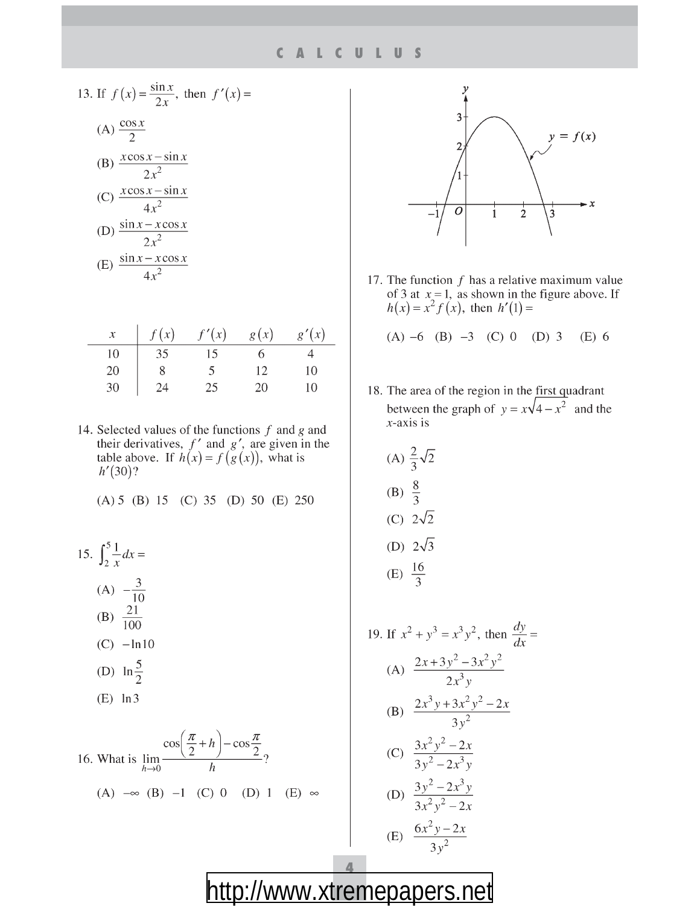13. If $f(x) = \dfrac{\sin x}{2x}$, then $f'(x) =$

(A) $\dfrac{\cos x}{2}$

(B) $\dfrac{x\cos x - \sin x}{2x^2}$

(C) $\dfrac{x\cos x - \sin x}{4x^2}$

(D) $\dfrac{\sin x - x\cos x}{2x^2}$

(E) $\dfrac{\sin x - x\cos x}{4x^2}$

| $x$ | $f(x)$ | $f'(x)$ | $g(x)$ | $g'(x)$ |
|---|---|---|---|---|
| 10 | 35 | 15 | 6 | 4 |
| 20 | 8 | 5 | 12 | 10 |
| 30 | 24 | 25 | 20 | 10 |

14. Selected values of the functions $f$ and $g$ and their derivatives, $f'$ and $g'$, are given in the table above. If $h(x) = f(g(x))$, what is $h'(30)$?

(A) 5 (B) 15 (C) 35 (D) 50 (E) 250

15. $\displaystyle\int_2^5 \frac{1}{x}\,dx =$

(A) $-\dfrac{3}{10}$

(B) $\dfrac{21}{100}$

(C) $-\ln 10$

(D) $\ln\dfrac{5}{2}$

(E) $\ln 3$

16. What is $\displaystyle\lim_{h \to 0} \frac{\cos\left(\frac{\pi}{2} + h\right) - \cos\frac{\pi}{2}}{h}$?

(A) $-\infty$ (B) $-1$ (C) 0 (D) 1 (E) $\infty$

y

x

3

2

1

O

−1

1

2

3

$y = f(x)$

17. The function $f$ has a relative maximum value of 3 at $x = 1$, as shown in the figure above. If $h(x) = x^2 f(x)$, then $h'(1) =$

(A) $-6$ (B) $-3$ (C) 0 (D) 3 (E) 6

18. The area of the region in the first quadrant between the graph of $y = x\sqrt{4 - x^2}$ and the $x$-axis is

(A) $\dfrac{2}{3}\sqrt{2}$

(B) $\dfrac{8}{3}$

(C) $2\sqrt{2}$

(D) $2\sqrt{3}$

(E) $\dfrac{16}{3}$

19. If $x^2 + y^3 = x^3 y^2$, then $\dfrac{dy}{dx} =$

(A) $\dfrac{2x + 3y^2 - 3x^2y^2}{2x^3y}$

(B) $\dfrac{2x^3y + 3x^2y^2 - 2x}{3y^2}$

(C) $\dfrac{3x^2y^2 - 2x}{3y^2 - 2x^3y}$

(D) $\dfrac{3y^2 - 2x^3y}{3x^2y^2 - 2x}$

(E) $\dfrac{6x^2y - 2x}{3y^2}$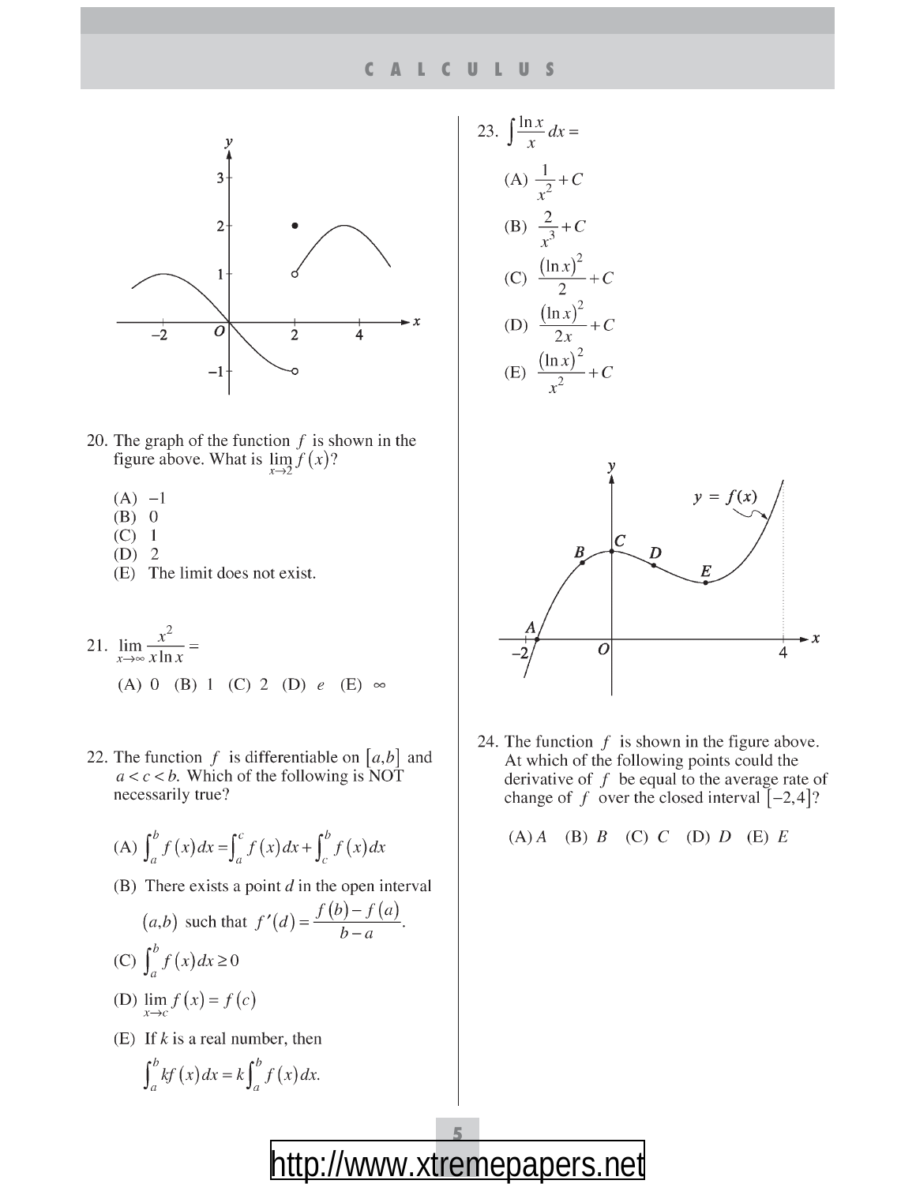y

3

2

1

−2

O

2

4

x

−1

20. The graph of the function $f$ is shown in the figure above. What is $\lim_{x \to 2} f(x)$?

(A) $-1$
(B) $0$
(C) $1$
(D) $2$
(E) The limit does not exist.

21. $\lim_{x \to \infty} \dfrac{x^2}{x \ln x} =$

(A) 0 (B) 1 (C) 2 (D) $e$ (E) $\infty$

22. The function $f$ is differentiable on $[a,b]$ and $a < c < b$. Which of the following is NOT necessarily true?

(A) $\int_a^b f(x)\,dx = \int_a^c f(x)\,dx + \int_c^b f(x)\,dx$

(B) There exists a point $d$ in the open interval $(a,b)$ such that $f'(d) = \dfrac{f(b) - f(a)}{b - a}$.

(C) $\int_a^b f(x)\,dx \geq 0$

(D) $\lim_{x \to c} f(x) = f(c)$

(E) If $k$ is a real number, then $\int_a^b kf(x)\,dx = k\int_a^b f(x)\,dx$.

23. $\int \dfrac{\ln x}{x}\,dx =$

(A) $\dfrac{1}{x^2} + C$

(B) $\dfrac{2}{x^3} + C$

(C) $\dfrac{(\ln x)^2}{2} + C$

(D) $\dfrac{(\ln x)^2}{2x} + C$

(E) $\dfrac{(\ln x)^2}{x^2} + C$

y

$y = f(x)$

A

B

C

D

E

−2

O

4

x

24. The function $f$ is shown in the figure above. At which of the following points could the derivative of $f$ be equal to the average rate of change of $f$ over the closed interval $[-2,4]$?

(A) $A$ (B) $B$ (C) $C$ (D) $D$ (E) $E$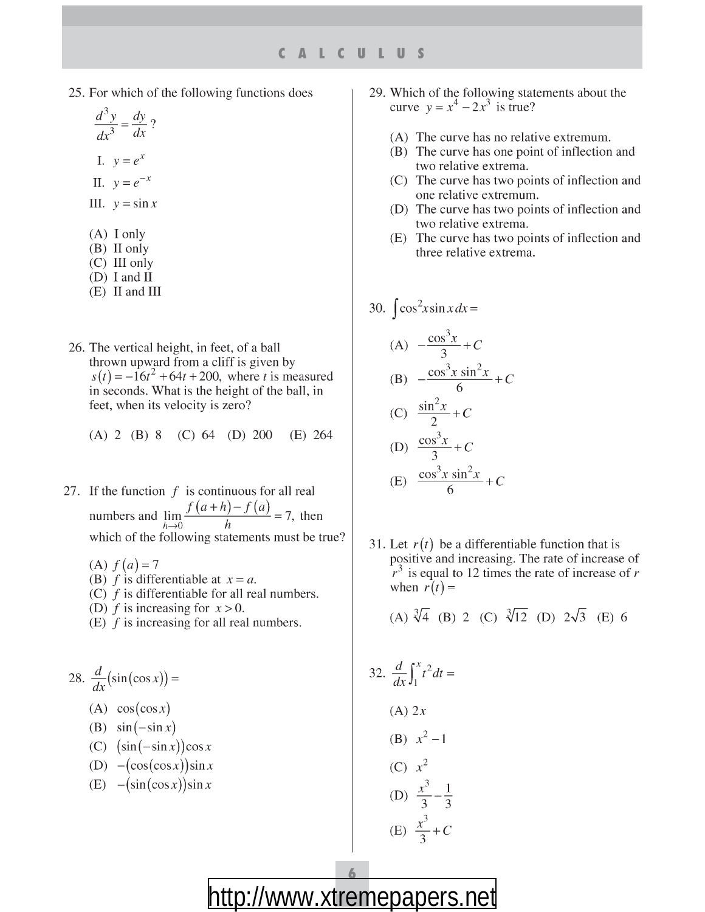25. For which of the following functions does

$$\frac{d^3y}{dx^3} = \frac{dy}{dx}\,?$$

I. $y = e^x$

II. $y = e^{-x}$

III. $y = \sin x$

(A) I only
(B) II only
(C) III only
(D) I and II
(E) II and III

26. The vertical height, in feet, of a ball thrown upward from a cliff is given by $s(t) = -16t^2 + 64t + 200,$ where $t$ is measured in seconds. What is the height of the ball, in feet, when its velocity is zero?

(A) 2 (B) 8 (C) 64 (D) 200 (E) 264

27. If the function $f$ is continuous for all real numbers and $\lim\limits_{h \to 0} \dfrac{f(a+h) - f(a)}{h} = 7,$ then which of the following statements must be true?

(A) $f(a) = 7$
(B) $f$ is differentiable at $x = a.$
(C) $f$ is differentiable for all real numbers.
(D) $f$ is increasing for $x > 0.$
(E) $f$ is increasing for all real numbers.

28. $\dfrac{d}{dx}(\sin(\cos x)) =$

(A) $\cos(\cos x)$
(B) $\sin(-\sin x)$
(C) $(\sin(-\sin x))\cos x$
(D) $-(\cos(\cos x))\sin x$
(E) $-(\sin(\cos x))\sin x$

29. Which of the following statements about the curve $y = x^4 - 2x^3$ is true?

(A) The curve has no relative extremum.
(B) The curve has one point of inflection and two relative extrema.
(C) The curve has two points of inflection and one relative extremum.
(D) The curve has two points of inflection and two relative extrema.
(E) The curve has two points of inflection and three relative extrema.

30. $\displaystyle\int \cos^2 x \sin x \, dx =$

(A) $-\dfrac{\cos^3 x}{3} + C$

(B) $-\dfrac{\cos^3 x \sin^2 x}{6} + C$

(C) $\dfrac{\sin^2 x}{2} + C$

(D) $\dfrac{\cos^3 x}{3} + C$

(E) $\dfrac{\cos^3 x \sin^2 x}{6} + C$

31. Let $r(t)$ be a differentiable function that is positive and increasing. The rate of increase of $r^3$ is equal to 12 times the rate of increase of $r$ when $r(t) =$

(A) $\sqrt[3]{4}$ (B) 2 (C) $\sqrt[3]{12}$ (D) $2\sqrt{3}$ (E) 6

32. $\dfrac{d}{dx}\displaystyle\int_1^x t^2 \, dt =$

(A) $2x$

(B) $x^2 - 1$

(C) $x^2$

(D) $\dfrac{x^3}{3} - \dfrac{1}{3}$

(E) $\dfrac{x^3}{3} + C$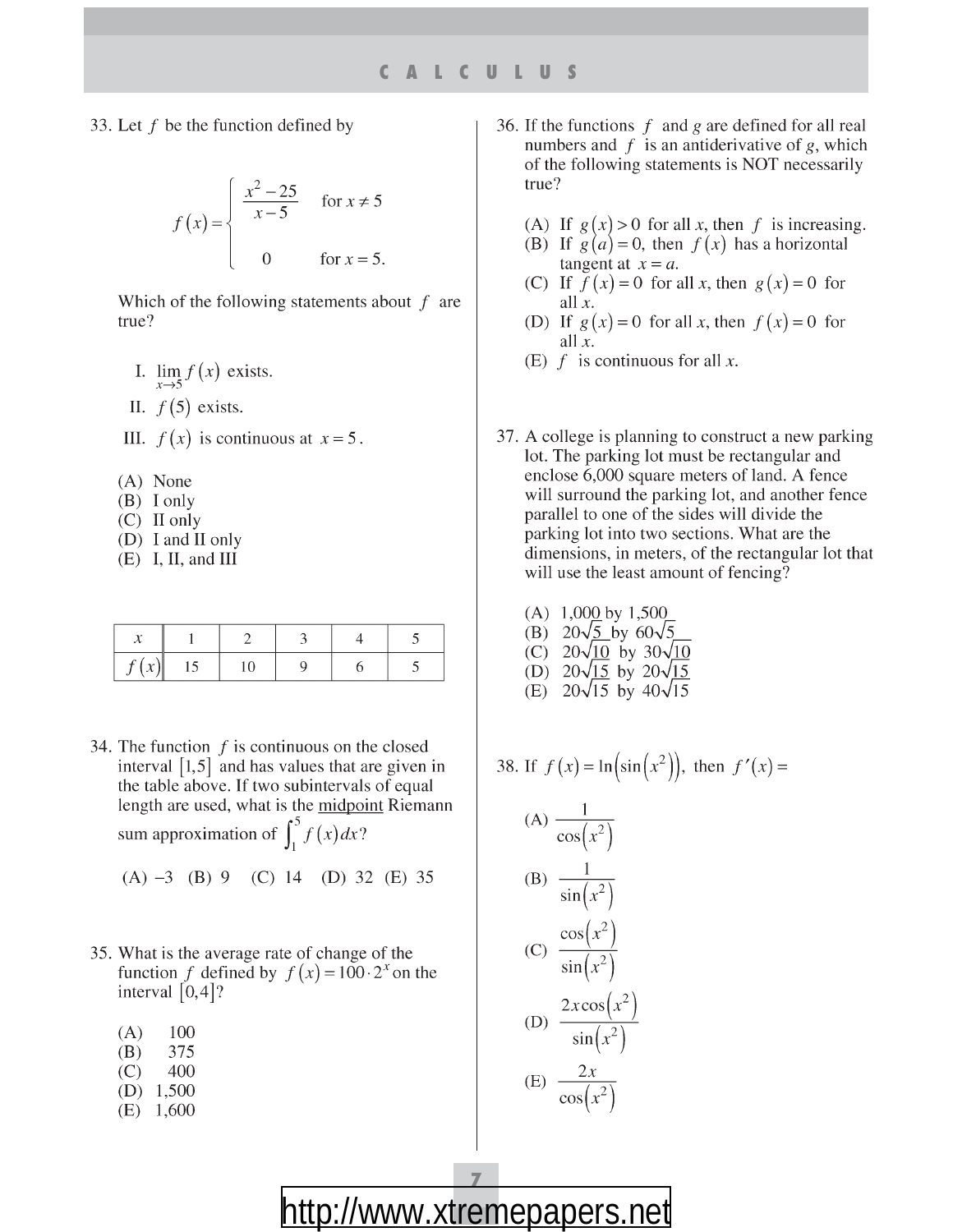33. Let $f$ be the function defined by

$$f(x) = \begin{cases} \dfrac{x^2 - 25}{x - 5} & \text{for } x \neq 5 \\ 0 & \text{for } x = 5. \end{cases}$$

Which of the following statements about $f$ are true?

I. $\lim_{x \to 5} f(x)$ exists.

II. $f(5)$ exists.

III. $f(x)$ is continuous at $x = 5$.

(A) None
(B) I only
(C) II only
(D) I and II only
(E) I, II, and III

| $x$ | 1 | 2 | 3 | 4 | 5 |
|---|---|---|---|---|---|
| $f(x)$ | 15 | 10 | 9 | 6 | 5 |

34. The function $f$ is continuous on the closed interval $[1,5]$ and has values that are given in the table above. If two subintervals of equal length are used, what is the midpoint Riemann sum approximation of $\int_1^5 f(x)\,dx$?

(A) $-3$ (B) 9 (C) 14 (D) 32 (E) 35

35. What is the average rate of change of the function $f$ defined by $f(x) = 100 \cdot 2^x$ on the interval $[0,4]$?

(A) 100
(B) 375
(C) 400
(D) 1,500
(E) 1,600

36. If the functions $f$ and $g$ are defined for all real numbers and $f$ is an antiderivative of $g$, which of the following statements is NOT necessarily true?

(A) If $g(x) > 0$ for all $x$, then $f$ is increasing.
(B) If $g(a) = 0$, then $f(x)$ has a horizontal tangent at $x = a$.
(C) If $f(x) = 0$ for all $x$, then $g(x) = 0$ for all $x$.
(D) If $g(x) = 0$ for all $x$, then $f(x) = 0$ for all $x$.
(E) $f$ is continuous for all $x$.

37. A college is planning to construct a new parking lot. The parking lot must be rectangular and enclose 6,000 square meters of land. A fence will surround the parking lot, and another fence parallel to one of the sides will divide the parking lot into two sections. What are the dimensions, in meters, of the rectangular lot that will use the least amount of fencing?

(A) 1,000 by 1,500
(B) $20\sqrt{5}$ by $60\sqrt{5}$
(C) $20\sqrt{10}$ by $30\sqrt{10}$
(D) $20\sqrt{15}$ by $20\sqrt{15}$
(E) $20\sqrt{15}$ by $40\sqrt{15}$

38. If $f(x) = \ln\left(\sin\left(x^2\right)\right)$, then $f'(x) =$

(A) $\dfrac{1}{\cos\left(x^2\right)}$

(B) $\dfrac{1}{\sin\left(x^2\right)}$

(C) $\dfrac{\cos\left(x^2\right)}{\sin\left(x^2\right)}$

(D) $\dfrac{2x\cos\left(x^2\right)}{\sin\left(x^2\right)}$

(E) $\dfrac{2x}{\cos\left(x^2\right)}$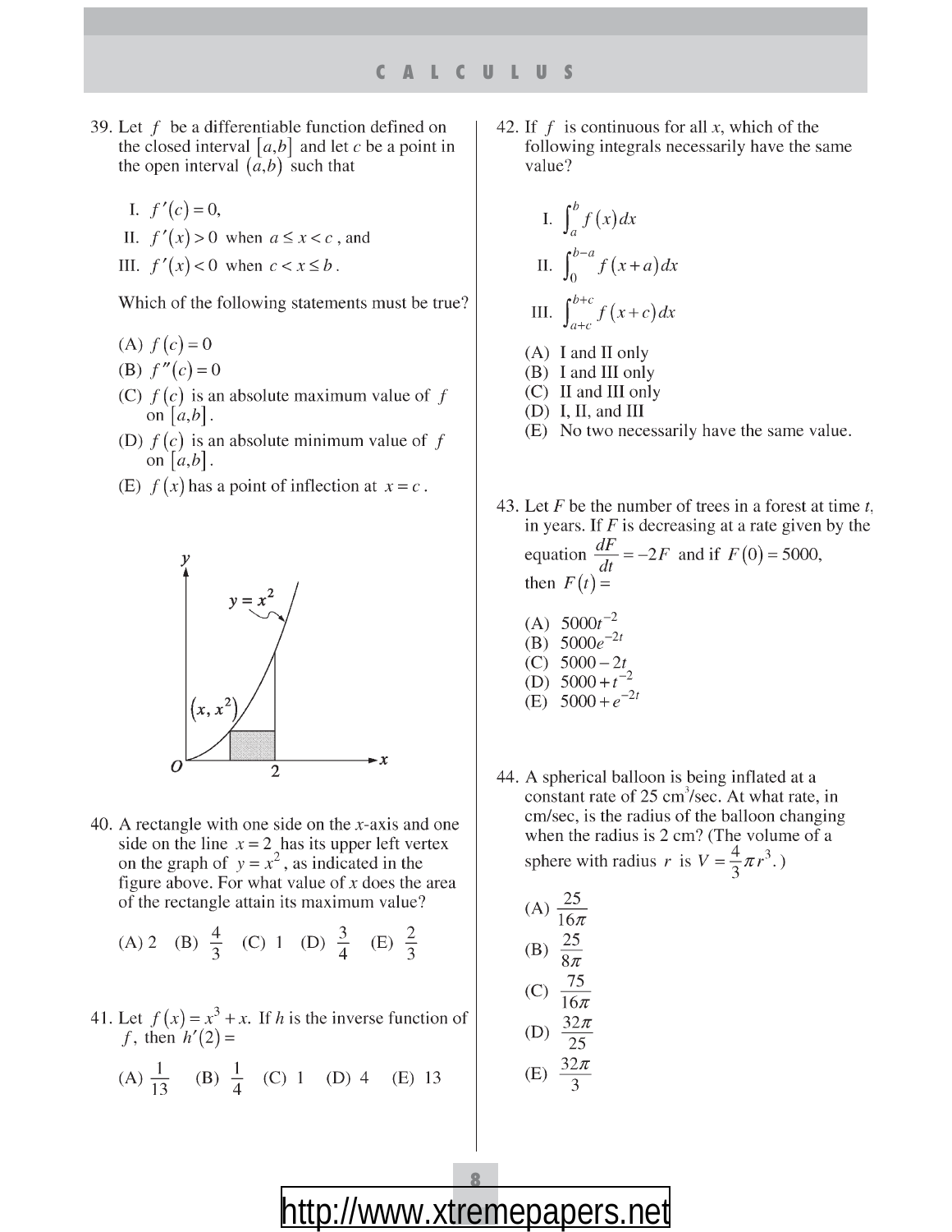39. Let $f$ be a differentiable function defined on the closed interval $[a,b]$ and let $c$ be a point in the open interval $(a,b)$ such that

I. $f'(c)=0$,

II. $f'(x)>0$ when $a \le x < c$, and

III. $f'(x)<0$ when $c < x \le b$.

Which of the following statements must be true?

(A) $f(c)=0$

(B) $f''(c)=0$

(C) $f(c)$ is an absolute maximum value of $f$ on $[a,b]$.

(D) $f(c)$ is an absolute minimum value of $f$ on $[a,b]$.

(E) $f(x)$ has a point of inflection at $x=c$.

y

$y = x^2$

$(x, x^2)$

O

2

x

40. A rectangle with one side on the $x$-axis and one side on the line $x=2$ has its upper left vertex on the graph of $y=x^2$, as indicated in the figure above. For what value of $x$ does the area of the rectangle attain its maximum value?

(A) 2 (B) $\frac{4}{3}$ (C) 1 (D) $\frac{3}{4}$ (E) $\frac{2}{3}$

41. Let $f(x)=x^3+x$. If $h$ is the inverse function of $f$, then $h'(2)=$

(A) $\frac{1}{13}$ (B) $\frac{1}{4}$ (C) 1 (D) 4 (E) 13

42. If $f$ is continuous for all $x$, which of the following integrals necessarily have the same value?

I. $\int_a^b f(x)\,dx$

II. $\int_0^{b-a} f(x+a)\,dx$

III. $\int_{a+c}^{b+c} f(x+c)\,dx$

(A) I and II only
(B) I and III only
(C) II and III only
(D) I, II, and III
(E) No two necessarily have the same value.

43. Let $F$ be the number of trees in a forest at time $t$, in years. If $F$ is decreasing at a rate given by the equation $\frac{dF}{dt}=-2F$ and if $F(0)=5000$, then $F(t)=$

(A) $5000t^{-2}$
(B) $5000e^{-2t}$
(C) $5000-2t$
(D) $5000+t^{-2}$
(E) $5000+e^{-2t}$

44. A spherical balloon is being inflated at a constant rate of 25 cm$^3$/sec. At what rate, in cm/sec, is the radius of the balloon changing when the radius is 2 cm? (The volume of a sphere with radius $r$ is $V=\frac{4}{3}\pi r^3$.)

(A) $\frac{25}{16\pi}$

(B) $\frac{25}{8\pi}$

(C) $\frac{75}{16\pi}$

(D) $\frac{32\pi}{25}$

(E) $\frac{32\pi}{3}$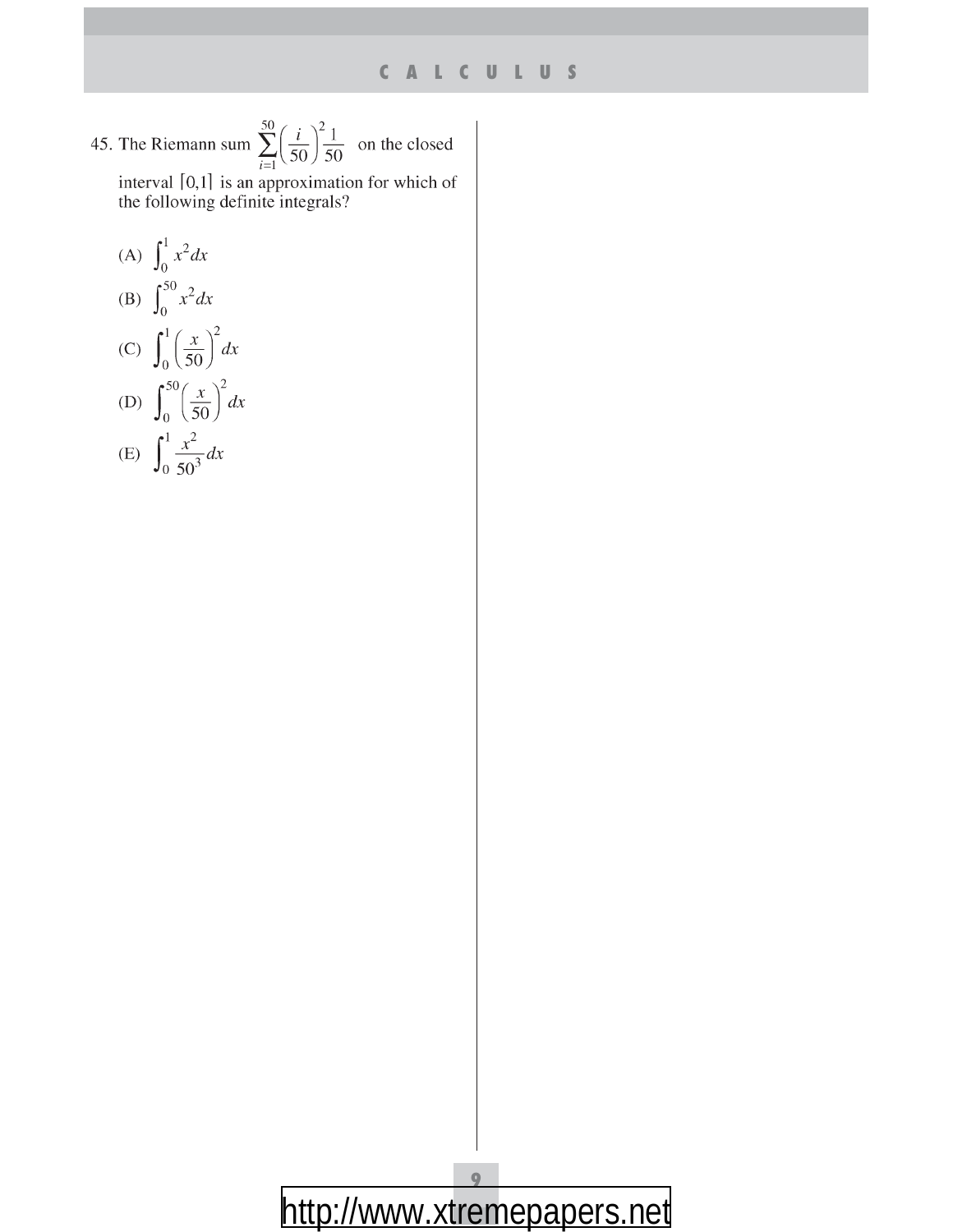45. The Riemann sum $\sum_{i=1}^{50}\left(\frac{i}{50}\right)^2\frac{1}{50}$ on the closed interval $[0,1]$ is an approximation for which of the following definite integrals?

(A) $\int_0^1 x^2 dx$

(B) $\int_0^{50} x^2 dx$

(C) $\int_0^1 \left(\frac{x}{50}\right)^2 dx$

(D) $\int_0^{50} \left(\frac{x}{50}\right)^2 dx$

(E) $\int_0^1 \frac{x^2}{50^3} dx$

http://www.xtremepapers.net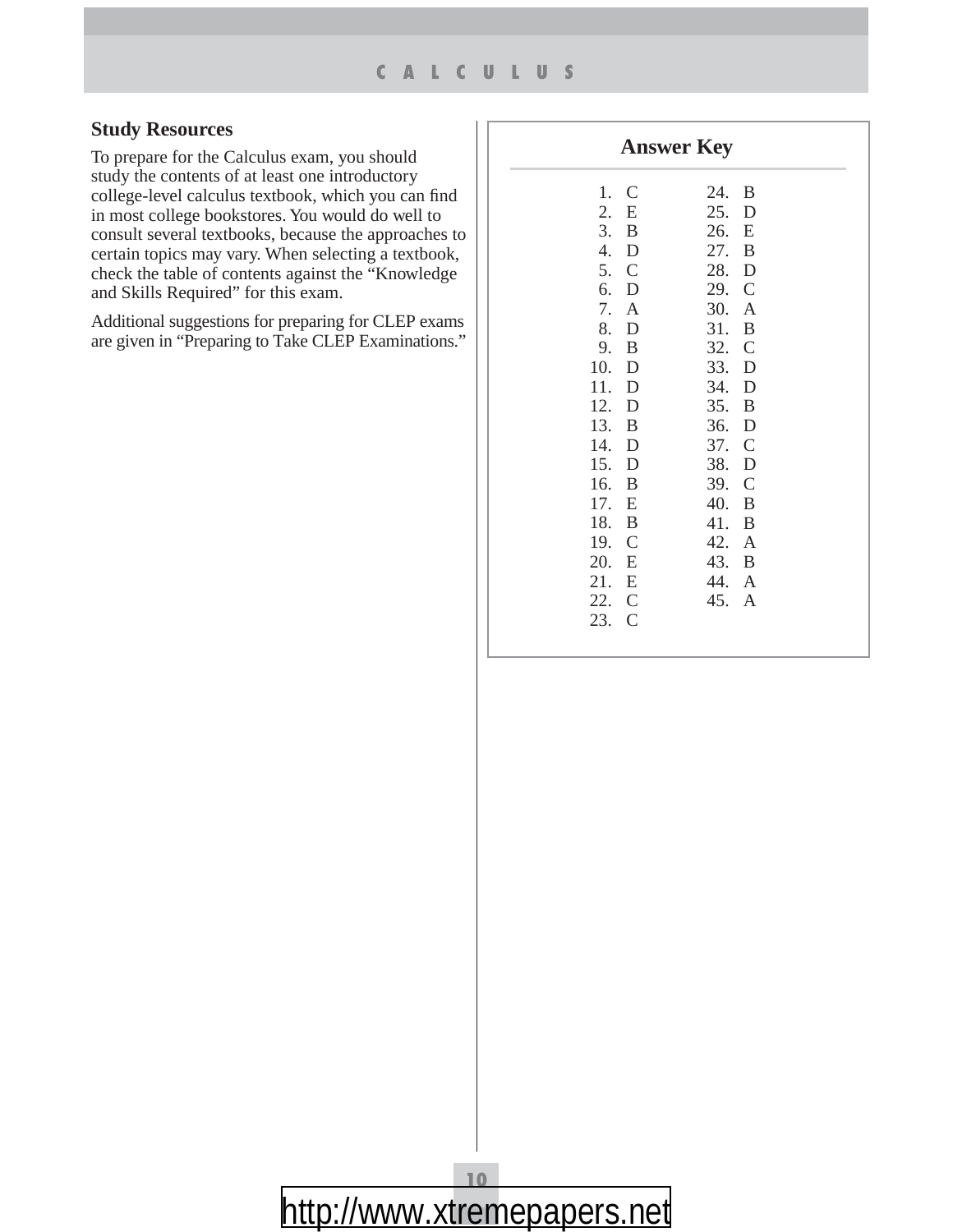## Study Resources

To prepare for the Calculus exam, you should study the contents of at least one introductory college-level calculus textbook, which you can find in most college bookstores. You would do well to consult several textbooks, because the approaches to certain topics may vary. When selecting a textbook, check the table of contents against the “Knowledge and Skills Required” for this exam.

Additional suggestions for preparing for CLEP exams are given in “Preparing to Take CLEP Examinations.”

### Answer Key

| | | | |
|---|---|---|---|
| 1. | C | 24. | B |
| 2. | E | 25. | D |
| 3. | B | 26. | E |
| 4. | D | 27. | B |
| 5. | C | 28. | D |
| 6. | D | 29. | C |
| 7. | A | 30. | A |
| 8. | D | 31. | B |
| 9. | B | 32. | C |
| 10. | D | 33. | D |
| 11. | D | 34. | D |
| 12. | D | 35. | B |
| 13. | B | 36. | D |
| 14. | D | 37. | C |
| 15. | D | 38. | D |
| 16. | B | 39. | C |
| 17. | E | 40. | B |
| 18. | B | 41. | B |
| 19. | C | 42. | A |
| 20. | E | 43. | B |
| 21. | E | 44. | A |
| 22. | C | 45. | A |
| 23. | C | | |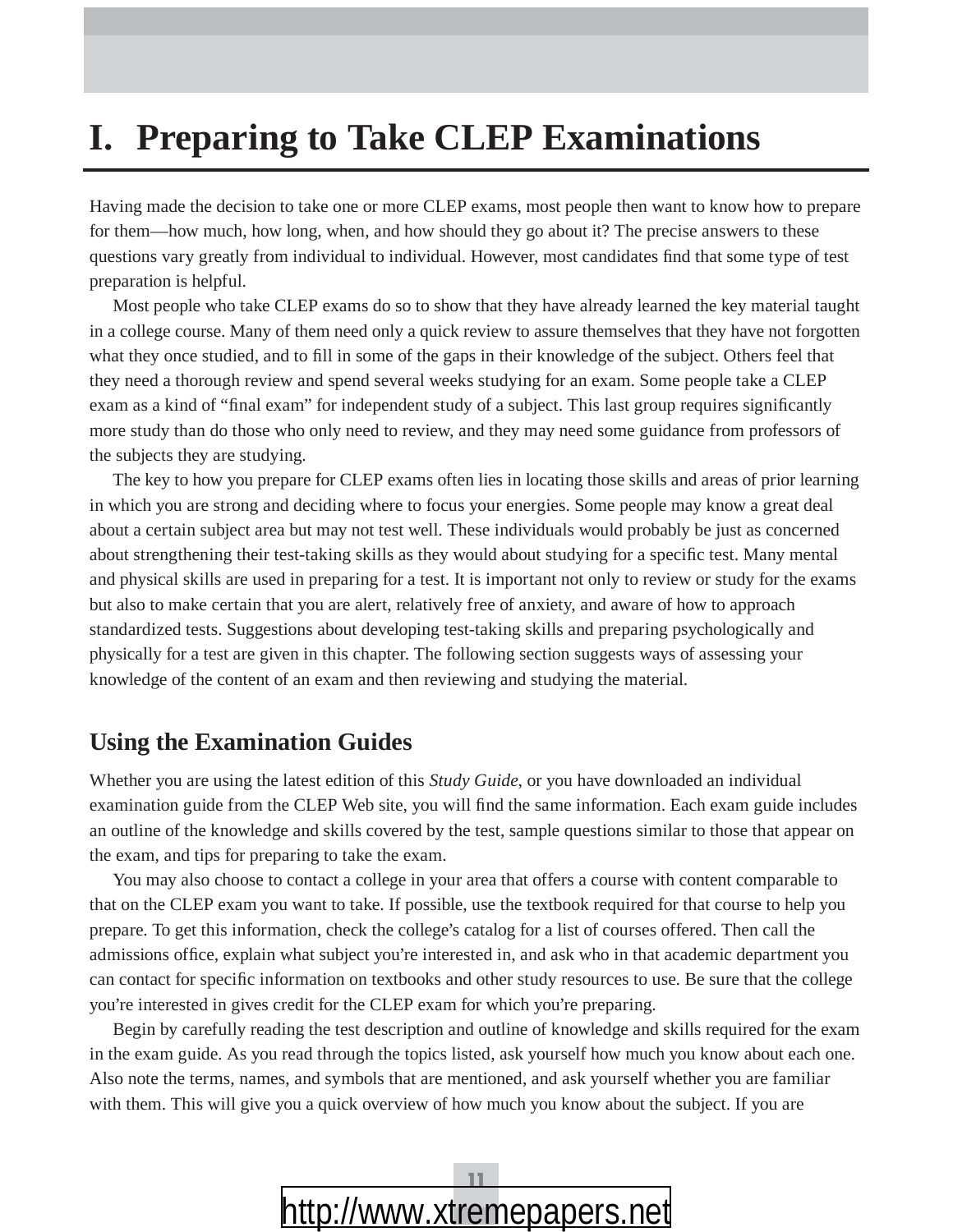# I. Preparing to Take CLEP Examinations

Having made the decision to take one or more CLEP exams, most people then want to know how to prepare for them—how much, how long, when, and how should they go about it? The precise answers to these questions vary greatly from individual to individual. However, most candidates find that some type of test preparation is helpful.

Most people who take CLEP exams do so to show that they have already learned the key material taught in a college course. Many of them need only a quick review to assure themselves that they have not forgotten what they once studied, and to fill in some of the gaps in their knowledge of the subject. Others feel that they need a thorough review and spend several weeks studying for an exam. Some people take a CLEP exam as a kind of "final exam" for independent study of a subject. This last group requires significantly more study than do those who only need to review, and they may need some guidance from professors of the subjects they are studying.

The key to how you prepare for CLEP exams often lies in locating those skills and areas of prior learning in which you are strong and deciding where to focus your energies. Some people may know a great deal about a certain subject area but may not test well. These individuals would probably be just as concerned about strengthening their test-taking skills as they would about studying for a specific test. Many mental and physical skills are used in preparing for a test. It is important not only to review or study for the exams but also to make certain that you are alert, relatively free of anxiety, and aware of how to approach standardized tests. Suggestions about developing test-taking skills and preparing psychologically and physically for a test are given in this chapter. The following section suggests ways of assessing your knowledge of the content of an exam and then reviewing and studying the material.

## Using the Examination Guides

Whether you are using the latest edition of this *Study Guide*, or you have downloaded an individual examination guide from the CLEP Web site, you will find the same information. Each exam guide includes an outline of the knowledge and skills covered by the test, sample questions similar to those that appear on the exam, and tips for preparing to take the exam.

You may also choose to contact a college in your area that offers a course with content comparable to that on the CLEP exam you want to take. If possible, use the textbook required for that course to help you prepare. To get this information, check the college's catalog for a list of courses offered. Then call the admissions office, explain what subject you're interested in, and ask who in that academic department you can contact for specific information on textbooks and other study resources to use. Be sure that the college you're interested in gives credit for the CLEP exam for which you're preparing.

Begin by carefully reading the test description and outline of knowledge and skills required for the exam in the exam guide. As you read through the topics listed, ask yourself how much you know about each one. Also note the terms, names, and symbols that are mentioned, and ask yourself whether you are familiar with them. This will give you a quick overview of how much you know about the subject. If you are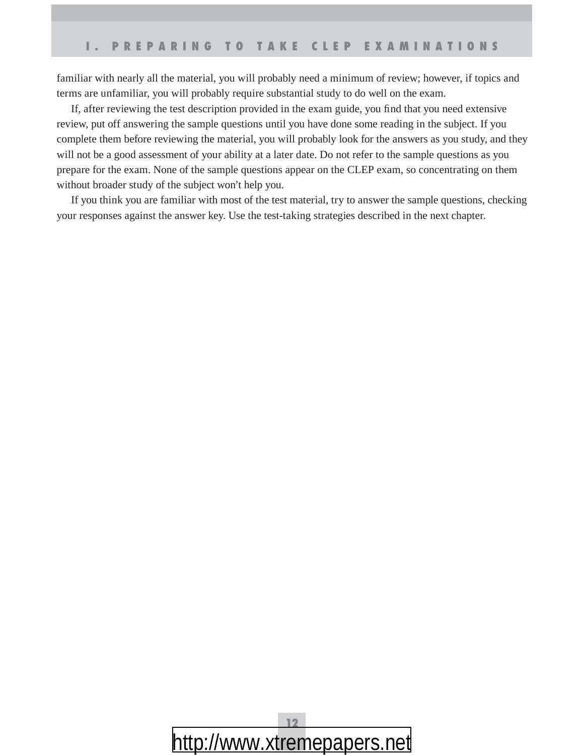familiar with nearly all the material, you will probably need a minimum of review; however, if topics and terms are unfamiliar, you will probably require substantial study to do well on the exam.

If, after reviewing the test description provided in the exam guide, you find that you need extensive review, put off answering the sample questions until you have done some reading in the subject. If you complete them before reviewing the material, you will probably look for the answers as you study, and they will not be a good assessment of your ability at a later date. Do not refer to the sample questions as you prepare for the exam. None of the sample questions appear on the CLEP exam, so concentrating on them without broader study of the subject won't help you.

If you think you are familiar with most of the test material, try to answer the sample questions, checking your responses against the answer key. Use the test-taking strategies described in the next chapter.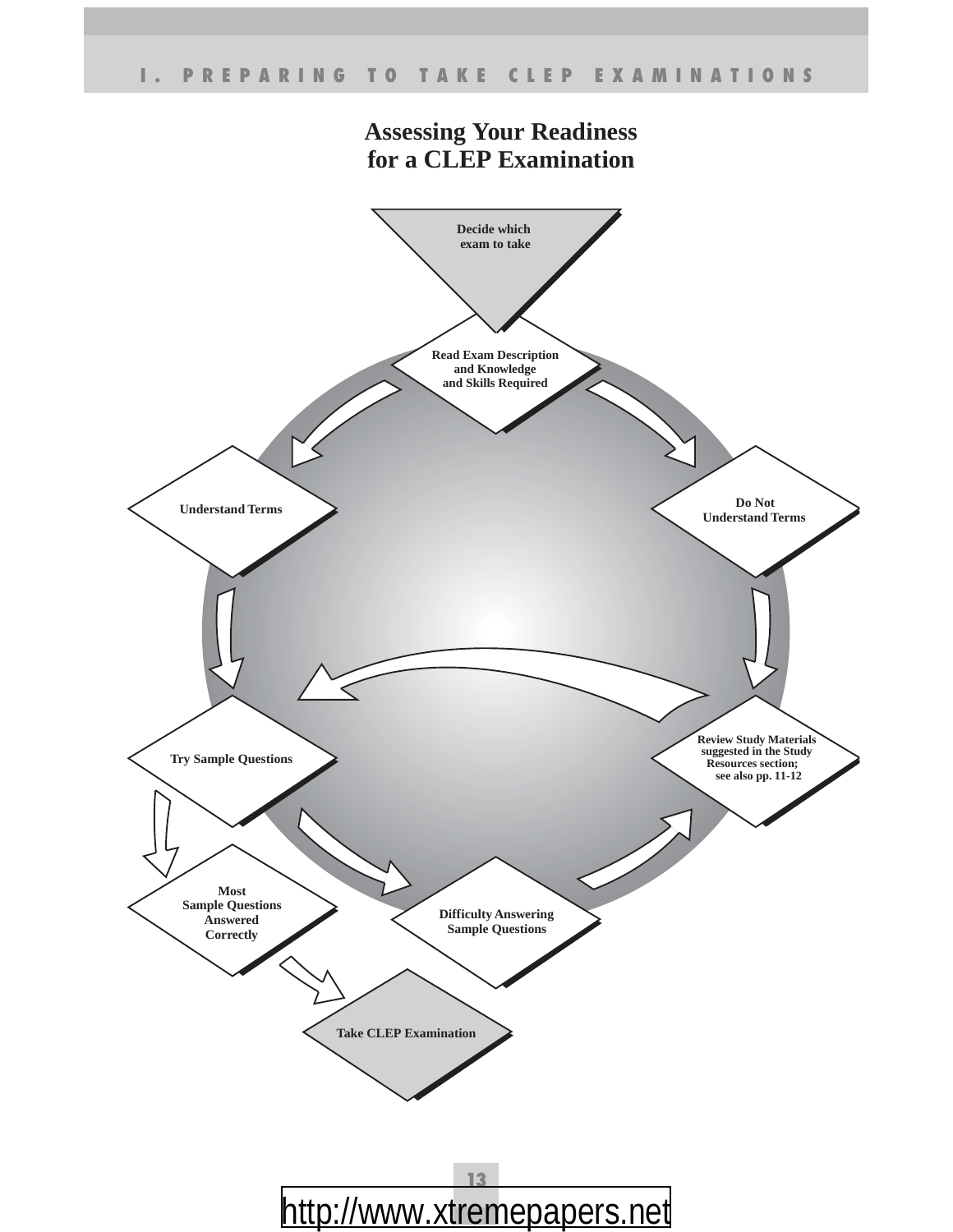## Assessing Your Readiness for a CLEP Examination

Decide which exam to take

Read Exam Description and Knowledge and Skills Required

Understand Terms

Do Not Understand Terms

Try Sample Questions

Review Study Materials suggested in the Study Resources section; see also pp. 11-12

Most Sample Questions Answered Correctly

Difficulty Answering Sample Questions

Take CLEP Examination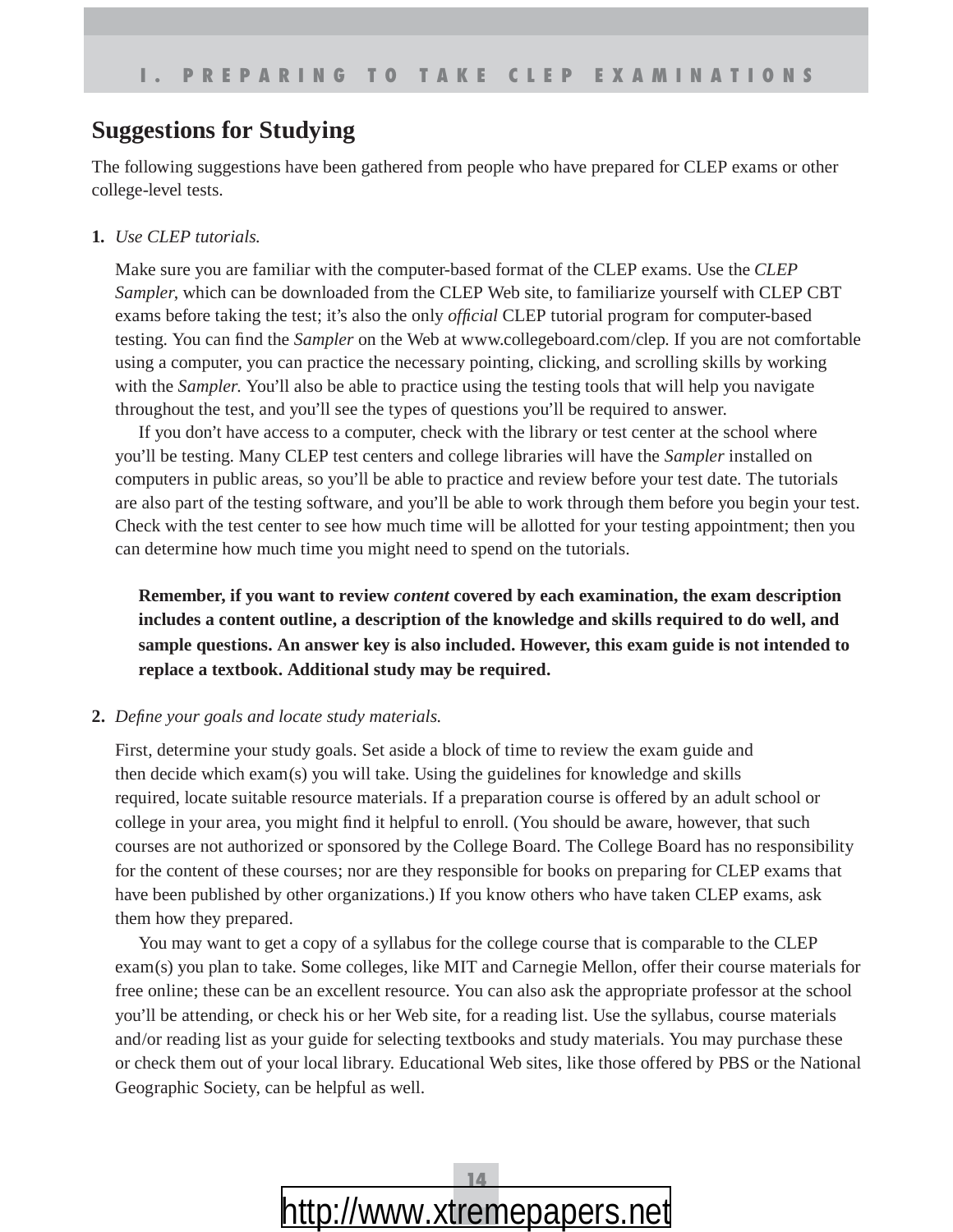## Suggestions for Studying

The following suggestions have been gathered from people who have prepared for CLEP exams or other college-level tests.

1. *Use CLEP tutorials.*

   Make sure you are familiar with the computer-based format of the CLEP exams. Use the *CLEP Sampler*, which can be downloaded from the CLEP Web site, to familiarize yourself with CLEP CBT exams before taking the test; it's also the only *official* CLEP tutorial program for computer-based testing. You can find the *Sampler* on the Web at www.collegeboard.com/clep. If you are not comfortable using a computer, you can practice the necessary pointing, clicking, and scrolling skills by working with the *Sampler.* You'll also be able to practice using the testing tools that will help you navigate throughout the test, and you'll see the types of questions you'll be required to answer.

   If you don't have access to a computer, check with the library or test center at the school where you'll be testing. Many CLEP test centers and college libraries will have the *Sampler* installed on computers in public areas, so you'll be able to practice and review before your test date. The tutorials are also part of the testing software, and you'll be able to work through them before you begin your test. Check with the test center to see how much time will be allotted for your testing appointment; then you can determine how much time you might need to spend on the tutorials.

   **Remember, if you want to review *content* covered by each examination, the exam description includes a content outline, a description of the knowledge and skills required to do well, and sample questions. An answer key is also included. However, this exam guide is not intended to replace a textbook. Additional study may be required.**

2. *Define your goals and locate study materials.*

   First, determine your study goals. Set aside a block of time to review the exam guide and then decide which exam(s) you will take. Using the guidelines for knowledge and skills required, locate suitable resource materials. If a preparation course is offered by an adult school or college in your area, you might find it helpful to enroll. (You should be aware, however, that such courses are not authorized or sponsored by the College Board. The College Board has no responsibility for the content of these courses; nor are they responsible for books on preparing for CLEP exams that have been published by other organizations.) If you know others who have taken CLEP exams, ask them how they prepared.

   You may want to get a copy of a syllabus for the college course that is comparable to the CLEP exam(s) you plan to take. Some colleges, like MIT and Carnegie Mellon, offer their course materials for free online; these can be an excellent resource. You can also ask the appropriate professor at the school you'll be attending, or check his or her Web site, for a reading list. Use the syllabus, course materials and/or reading list as your guide for selecting textbooks and study materials. You may purchase these or check them out of your local library. Educational Web sites, like those offered by PBS or the National Geographic Society, can be helpful as well.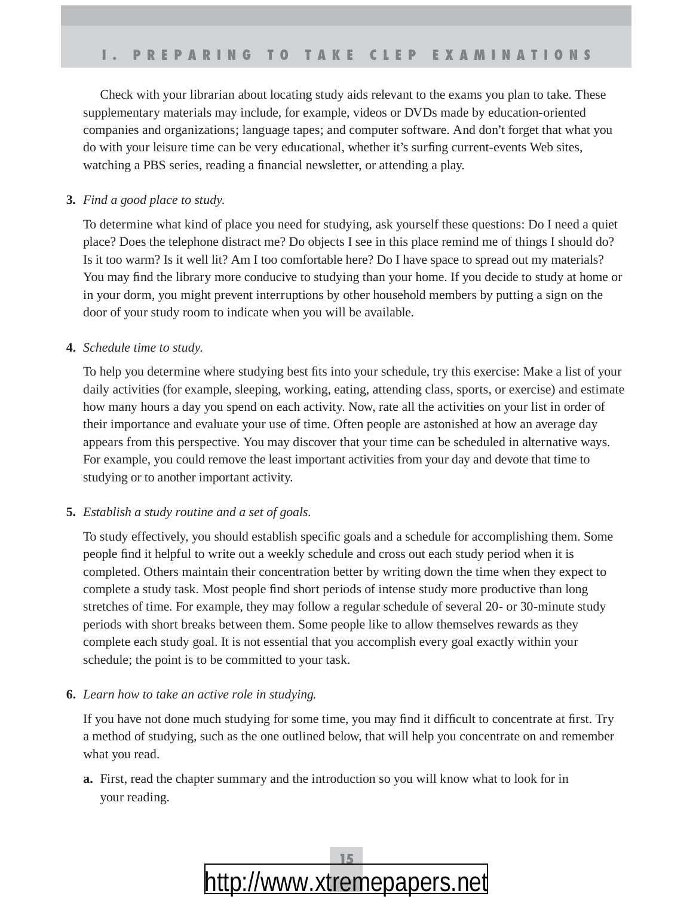Check with your librarian about locating study aids relevant to the exams you plan to take. These supplementary materials may include, for example, videos or DVDs made by education-oriented companies and organizations; language tapes; and computer software. And don't forget that what you do with your leisure time can be very educational, whether it's surfing current-events Web sites, watching a PBS series, reading a financial newsletter, or attending a play.

**3.** *Find a good place to study.*

To determine what kind of place you need for studying, ask yourself these questions: Do I need a quiet place? Does the telephone distract me? Do objects I see in this place remind me of things I should do? Is it too warm? Is it well lit? Am I too comfortable here? Do I have space to spread out my materials? You may find the library more conducive to studying than your home. If you decide to study at home or in your dorm, you might prevent interruptions by other household members by putting a sign on the door of your study room to indicate when you will be available.

**4.** *Schedule time to study.*

To help you determine where studying best fits into your schedule, try this exercise: Make a list of your daily activities (for example, sleeping, working, eating, attending class, sports, or exercise) and estimate how many hours a day you spend on each activity. Now, rate all the activities on your list in order of their importance and evaluate your use of time. Often people are astonished at how an average day appears from this perspective. You may discover that your time can be scheduled in alternative ways. For example, you could remove the least important activities from your day and devote that time to studying or to another important activity.

**5.** *Establish a study routine and a set of goals.*

To study effectively, you should establish specific goals and a schedule for accomplishing them. Some people find it helpful to write out a weekly schedule and cross out each study period when it is completed. Others maintain their concentration better by writing down the time when they expect to complete a study task. Most people find short periods of intense study more productive than long stretches of time. For example, they may follow a regular schedule of several 20- or 30-minute study periods with short breaks between them. Some people like to allow themselves rewards as they complete each study goal. It is not essential that you accomplish every goal exactly within your schedule; the point is to be committed to your task.

**6.** *Learn how to take an active role in studying.*

If you have not done much studying for some time, you may find it difficult to concentrate at first. Try a method of studying, such as the one outlined below, that will help you concentrate on and remember what you read.

**a.** First, read the chapter summary and the introduction so you will know what to look for in your reading.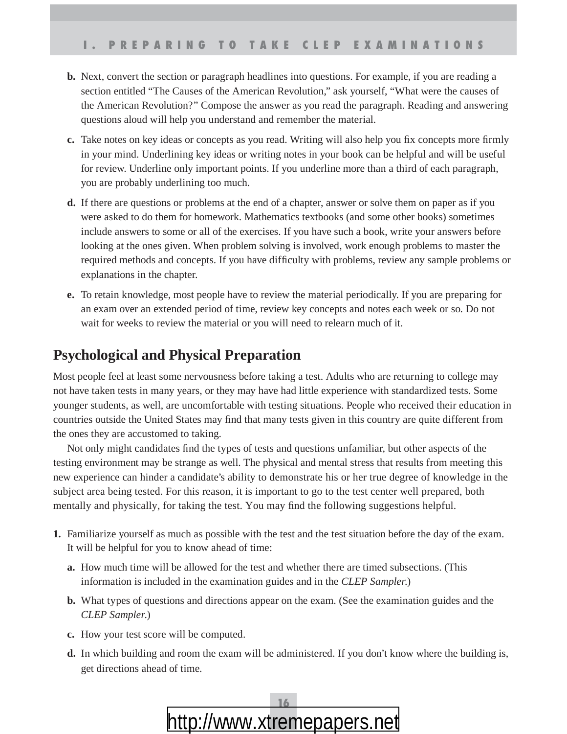b. Next, convert the section or paragraph headlines into questions. For example, if you are reading a section entitled "The Causes of the American Revolution," ask yourself, "What were the causes of the American Revolution?" Compose the answer as you read the paragraph. Reading and answering questions aloud will help you understand and remember the material.

c. Take notes on key ideas or concepts as you read. Writing will also help you fix concepts more firmly in your mind. Underlining key ideas or writing notes in your book can be helpful and will be useful for review. Underline only important points. If you underline more than a third of each paragraph, you are probably underlining too much.

d. If there are questions or problems at the end of a chapter, answer or solve them on paper as if you were asked to do them for homework. Mathematics textbooks (and some other books) sometimes include answers to some or all of the exercises. If you have such a book, write your answers before looking at the ones given. When problem solving is involved, work enough problems to master the required methods and concepts. If you have difficulty with problems, review any sample problems or explanations in the chapter.

e. To retain knowledge, most people have to review the material periodically. If you are preparing for an exam over an extended period of time, review key concepts and notes each week or so. Do not wait for weeks to review the material or you will need to relearn much of it.

## Psychological and Physical Preparation

Most people feel at least some nervousness before taking a test. Adults who are returning to college may not have taken tests in many years, or they may have had little experience with standardized tests. Some younger students, as well, are uncomfortable with testing situations. People who received their education in countries outside the United States may find that many tests given in this country are quite different from the ones they are accustomed to taking.

Not only might candidates find the types of tests and questions unfamiliar, but other aspects of the testing environment may be strange as well. The physical and mental stress that results from meeting this new experience can hinder a candidate's ability to demonstrate his or her true degree of knowledge in the subject area being tested. For this reason, it is important to go to the test center well prepared, both mentally and physically, for taking the test. You may find the following suggestions helpful.

1. Familiarize yourself as much as possible with the test and the test situation before the day of the exam. It will be helpful for you to know ahead of time:

   a. How much time will be allowed for the test and whether there are timed subsections. (This information is included in the examination guides and in the *CLEP Sampler.*)

   b. What types of questions and directions appear on the exam. (See the examination guides and the *CLEP Sampler.*)

   c. How your test score will be computed.

   d. In which building and room the exam will be administered. If you don't know where the building is, get directions ahead of time.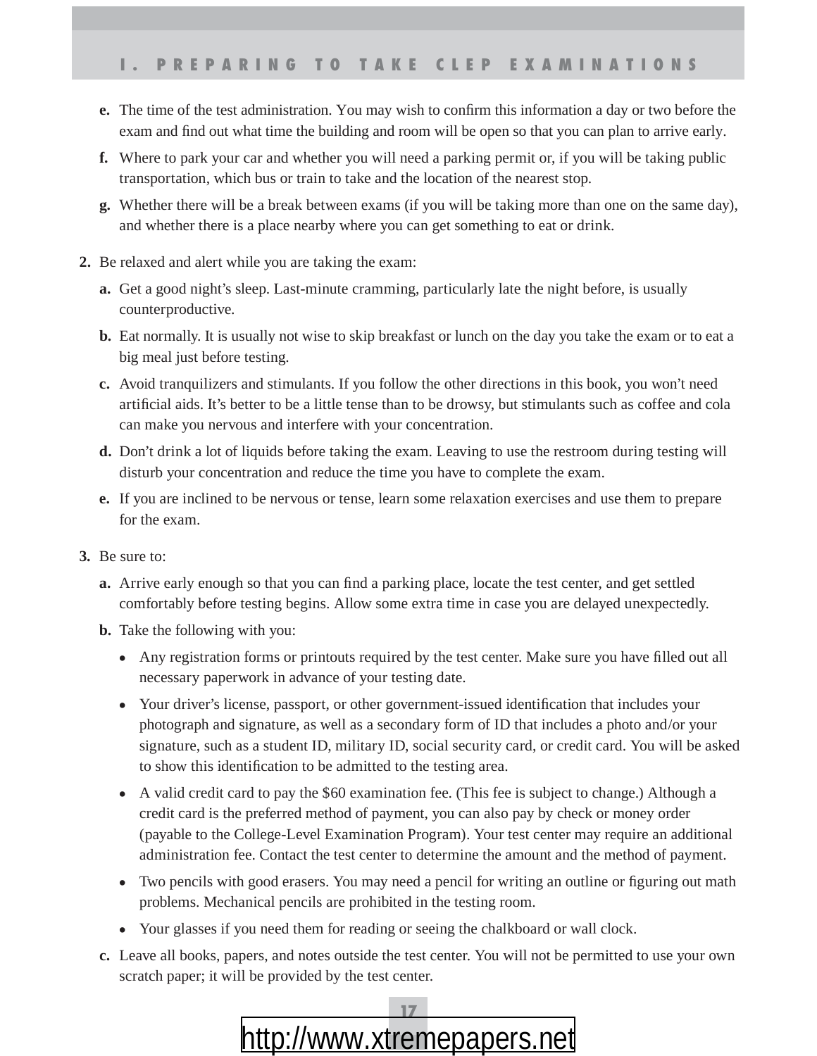e. The time of the test administration. You may wish to confirm this information a day or two before the exam and find out what time the building and room will be open so that you can plan to arrive early.
   f. Where to park your car and whether you will need a parking permit or, if you will be taking public transportation, which bus or train to take and the location of the nearest stop.
   g. Whether there will be a break between exams (if you will be taking more than one on the same day), and whether there is a place nearby where you can get something to eat or drink.

2. Be relaxed and alert while you are taking the exam:
   a. Get a good night's sleep. Last-minute cramming, particularly late the night before, is usually counterproductive.
   b. Eat normally. It is usually not wise to skip breakfast or lunch on the day you take the exam or to eat a big meal just before testing.
   c. Avoid tranquilizers and stimulants. If you follow the other directions in this book, you won't need artificial aids. It's better to be a little tense than to be drowsy, but stimulants such as coffee and cola can make you nervous and interfere with your concentration.
   d. Don't drink a lot of liquids before taking the exam. Leaving to use the restroom during testing will disturb your concentration and reduce the time you have to complete the exam.
   e. If you are inclined to be nervous or tense, learn some relaxation exercises and use them to prepare for the exam.

3. Be sure to:
   a. Arrive early enough so that you can find a parking place, locate the test center, and get settled comfortably before testing begins. Allow some extra time in case you are delayed unexpectedly.
   b. Take the following with you:
      - Any registration forms or printouts required by the test center. Make sure you have filled out all necessary paperwork in advance of your testing date.
      - Your driver's license, passport, or other government-issued identification that includes your photograph and signature, as well as a secondary form of ID that includes a photo and/or your signature, such as a student ID, military ID, social security card, or credit card. You will be asked to show this identification to be admitted to the testing area.
      - A valid credit card to pay the $60 examination fee. (This fee is subject to change.) Although a credit card is the preferred method of payment, you can also pay by check or money order (payable to the College-Level Examination Program). Your test center may require an additional administration fee. Contact the test center to determine the amount and the method of payment.
      - Two pencils with good erasers. You may need a pencil for writing an outline or figuring out math problems. Mechanical pencils are prohibited in the testing room.
      - Your glasses if you need them for reading or seeing the chalkboard or wall clock.
   c. Leave all books, papers, and notes outside the test center. You will not be permitted to use your own scratch paper; it will be provided by the test center.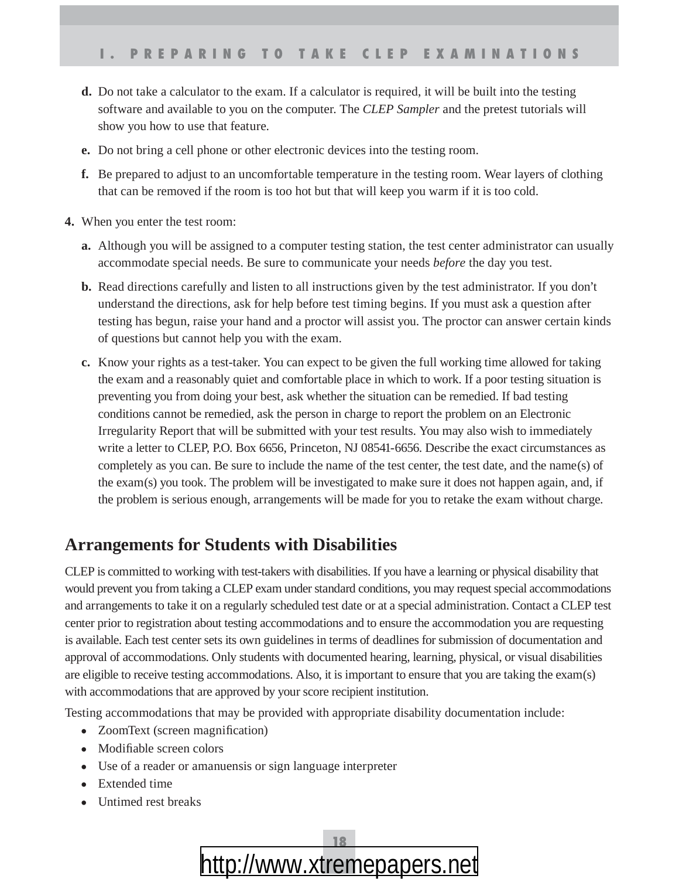d. Do not take a calculator to the exam. If a calculator is required, it will be built into the testing software and available to you on the computer. The *CLEP Sampler* and the pretest tutorials will show you how to use that feature.

e. Do not bring a cell phone or other electronic devices into the testing room.

f. Be prepared to adjust to an uncomfortable temperature in the testing room. Wear layers of clothing that can be removed if the room is too hot but that will keep you warm if it is too cold.

4. When you enter the test room:

   a. Although you will be assigned to a computer testing station, the test center administrator can usually accommodate special needs. Be sure to communicate your needs *before* the day you test.

   b. Read directions carefully and listen to all instructions given by the test administrator. If you don't understand the directions, ask for help before test timing begins. If you must ask a question after testing has begun, raise your hand and a proctor will assist you. The proctor can answer certain kinds of questions but cannot help you with the exam.

   c. Know your rights as a test-taker. You can expect to be given the full working time allowed for taking the exam and a reasonably quiet and comfortable place in which to work. If a poor testing situation is preventing you from doing your best, ask whether the situation can be remedied. If bad testing conditions cannot be remedied, ask the person in charge to report the problem on an Electronic Irregularity Report that will be submitted with your test results. You may also wish to immediately write a letter to CLEP, P.O. Box 6656, Princeton, NJ 08541-6656. Describe the exact circumstances as completely as you can. Be sure to include the name of the test center, the test date, and the name(s) of the exam(s) you took. The problem will be investigated to make sure it does not happen again, and, if the problem is serious enough, arrangements will be made for you to retake the exam without charge.

## Arrangements for Students with Disabilities

CLEP is committed to working with test-takers with disabilities. If you have a learning or physical disability that would prevent you from taking a CLEP exam under standard conditions, you may request special accommodations and arrangements to take it on a regularly scheduled test date or at a special administration. Contact a CLEP test center prior to registration about testing accommodations and to ensure the accommodation you are requesting is available. Each test center sets its own guidelines in terms of deadlines for submission of documentation and approval of accommodations. Only students with documented hearing, learning, physical, or visual disabilities are eligible to receive testing accommodations. Also, it is important to ensure that you are taking the exam(s) with accommodations that are approved by your score recipient institution.

Testing accommodations that may be provided with appropriate disability documentation include:

- ZoomText (screen magnification)
- Modifiable screen colors
- Use of a reader or amanuensis or sign language interpreter
- Extended time
- Untimed rest breaks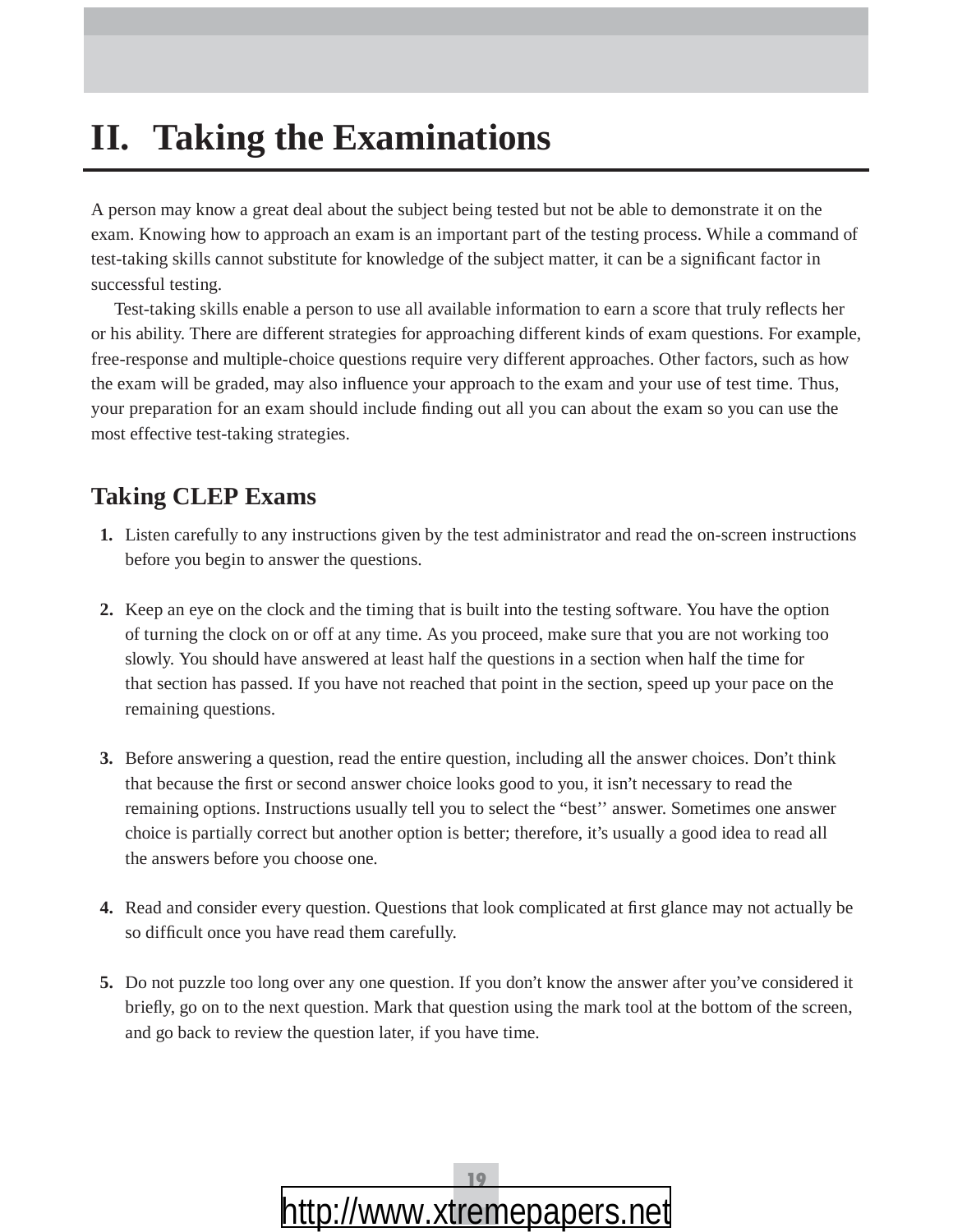# II. Taking the Examinations

A person may know a great deal about the subject being tested but not be able to demonstrate it on the exam. Knowing how to approach an exam is an important part of the testing process. While a command of test-taking skills cannot substitute for knowledge of the subject matter, it can be a significant factor in successful testing.

Test-taking skills enable a person to use all available information to earn a score that truly reflects her or his ability. There are different strategies for approaching different kinds of exam questions. For example, free-response and multiple-choice questions require very different approaches. Other factors, such as how the exam will be graded, may also influence your approach to the exam and your use of test time. Thus, your preparation for an exam should include finding out all you can about the exam so you can use the most effective test-taking strategies.

## Taking CLEP Exams

1. Listen carefully to any instructions given by the test administrator and read the on-screen instructions before you begin to answer the questions.

2. Keep an eye on the clock and the timing that is built into the testing software. You have the option of turning the clock on or off at any time. As you proceed, make sure that you are not working too slowly. You should have answered at least half the questions in a section when half the time for that section has passed. If you have not reached that point in the section, speed up your pace on the remaining questions.

3. Before answering a question, read the entire question, including all the answer choices. Don't think that because the first or second answer choice looks good to you, it isn't necessary to read the remaining options. Instructions usually tell you to select the "best'' answer. Sometimes one answer choice is partially correct but another option is better; therefore, it's usually a good idea to read all the answers before you choose one.

4. Read and consider every question. Questions that look complicated at first glance may not actually be so difficult once you have read them carefully.

5. Do not puzzle too long over any one question. If you don't know the answer after you've considered it briefly, go on to the next question. Mark that question using the mark tool at the bottom of the screen, and go back to review the question later, if you have time.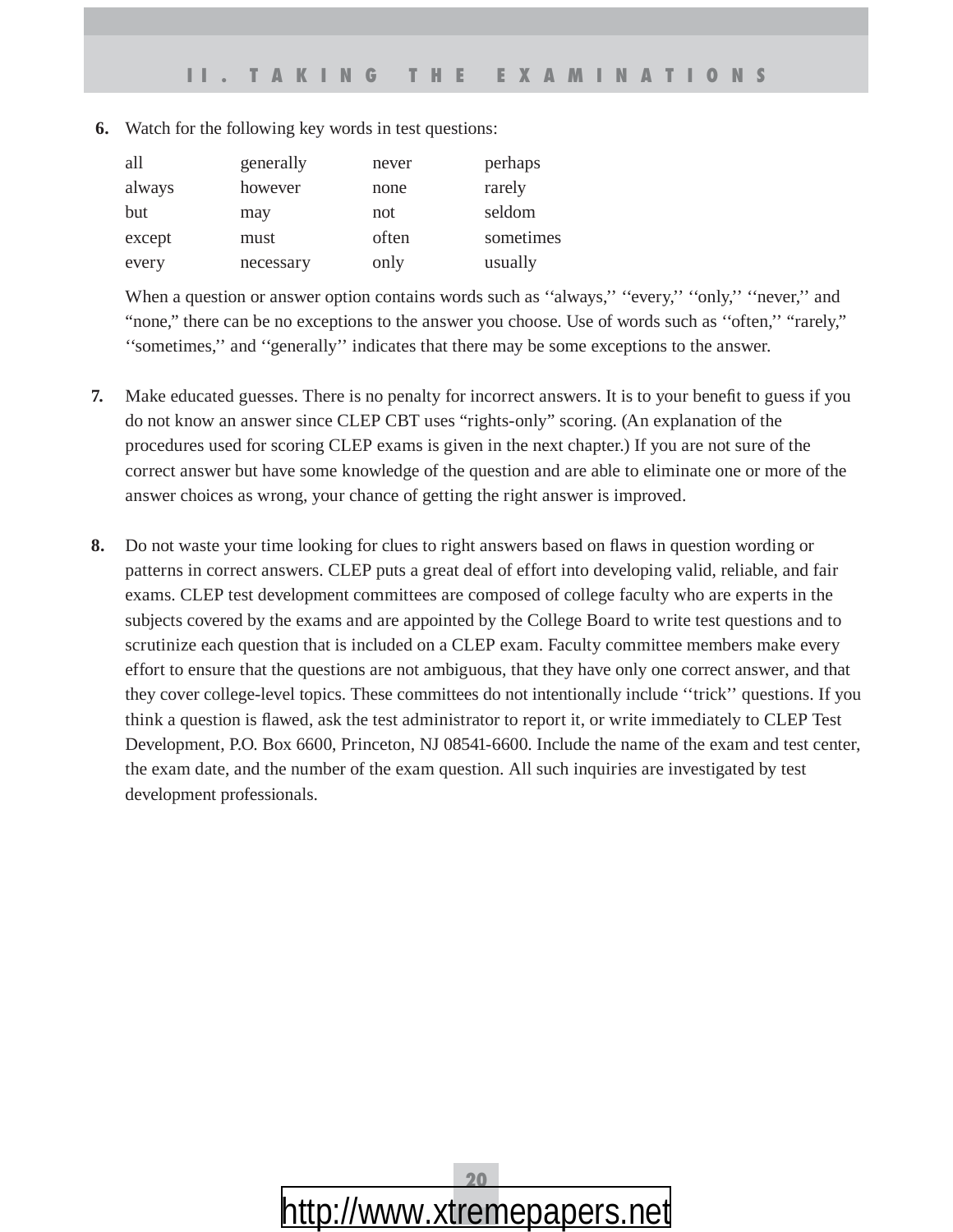6. Watch for the following key words in test questions:

| | | | |
|---|---|---|---|
| all | generally | never | perhaps |
| always | however | none | rarely |
| but | may | not | seldom |
| except | must | often | sometimes |
| every | necessary | only | usually |

When a question or answer option contains words such as ‘‘always,’’ ‘‘every,’’ ‘‘only,’’ ‘‘never,’’ and “none,” there can be no exceptions to the answer you choose. Use of words such as ‘‘often,’’ “rarely,” ‘‘sometimes,’’ and ‘‘generally’’ indicates that there may be some exceptions to the answer.

7. Make educated guesses. There is no penalty for incorrect answers. It is to your benefit to guess if you do not know an answer since CLEP CBT uses “rights-only” scoring. (An explanation of the procedures used for scoring CLEP exams is given in the next chapter.) If you are not sure of the correct answer but have some knowledge of the question and are able to eliminate one or more of the answer choices as wrong, your chance of getting the right answer is improved.

8. Do not waste your time looking for clues to right answers based on flaws in question wording or patterns in correct answers. CLEP puts a great deal of effort into developing valid, reliable, and fair exams. CLEP test development committees are composed of college faculty who are experts in the subjects covered by the exams and are appointed by the College Board to write test questions and to scrutinize each question that is included on a CLEP exam. Faculty committee members make every effort to ensure that the questions are not ambiguous, that they have only one correct answer, and that they cover college-level topics. These committees do not intentionally include ‘‘trick’’ questions. If you think a question is flawed, ask the test administrator to report it, or write immediately to CLEP Test Development, P.O. Box 6600, Princeton, NJ 08541-6600. Include the name of the exam and test center, the exam date, and the number of the exam question. All such inquiries are investigated by test development professionals.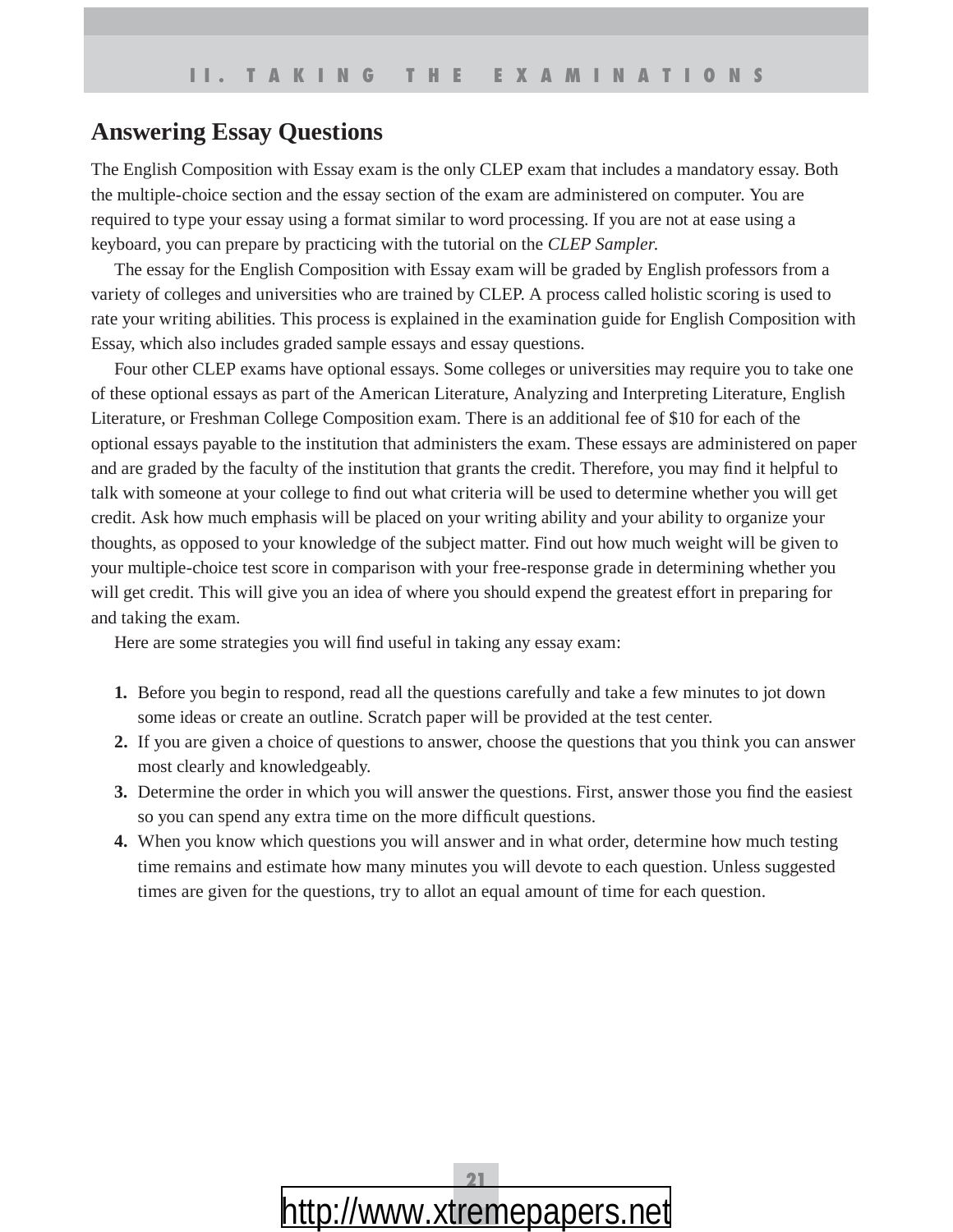## Answering Essay Questions

The English Composition with Essay exam is the only CLEP exam that includes a mandatory essay. Both the multiple-choice section and the essay section of the exam are administered on computer. You are required to type your essay using a format similar to word processing. If you are not at ease using a keyboard, you can prepare by practicing with the tutorial on the *CLEP Sampler*.

The essay for the English Composition with Essay exam will be graded by English professors from a variety of colleges and universities who are trained by CLEP. A process called holistic scoring is used to rate your writing abilities. This process is explained in the examination guide for English Composition with Essay, which also includes graded sample essays and essay questions.

Four other CLEP exams have optional essays. Some colleges or universities may require you to take one of these optional essays as part of the American Literature, Analyzing and Interpreting Literature, English Literature, or Freshman College Composition exam. There is an additional fee of $10 for each of the optional essays payable to the institution that administers the exam. These essays are administered on paper and are graded by the faculty of the institution that grants the credit. Therefore, you may find it helpful to talk with someone at your college to find out what criteria will be used to determine whether you will get credit. Ask how much emphasis will be placed on your writing ability and your ability to organize your thoughts, as opposed to your knowledge of the subject matter. Find out how much weight will be given to your multiple-choice test score in comparison with your free-response grade in determining whether you will get credit. This will give you an idea of where you should expend the greatest effort in preparing for and taking the exam.

Here are some strategies you will find useful in taking any essay exam:

1. Before you begin to respond, read all the questions carefully and take a few minutes to jot down some ideas or create an outline. Scratch paper will be provided at the test center.
2. If you are given a choice of questions to answer, choose the questions that you think you can answer most clearly and knowledgeably.
3. Determine the order in which you will answer the questions. First, answer those you find the easiest so you can spend any extra time on the more difficult questions.
4. When you know which questions you will answer and in what order, determine how much testing time remains and estimate how many minutes you will devote to each question. Unless suggested times are given for the questions, try to allot an equal amount of time for each question.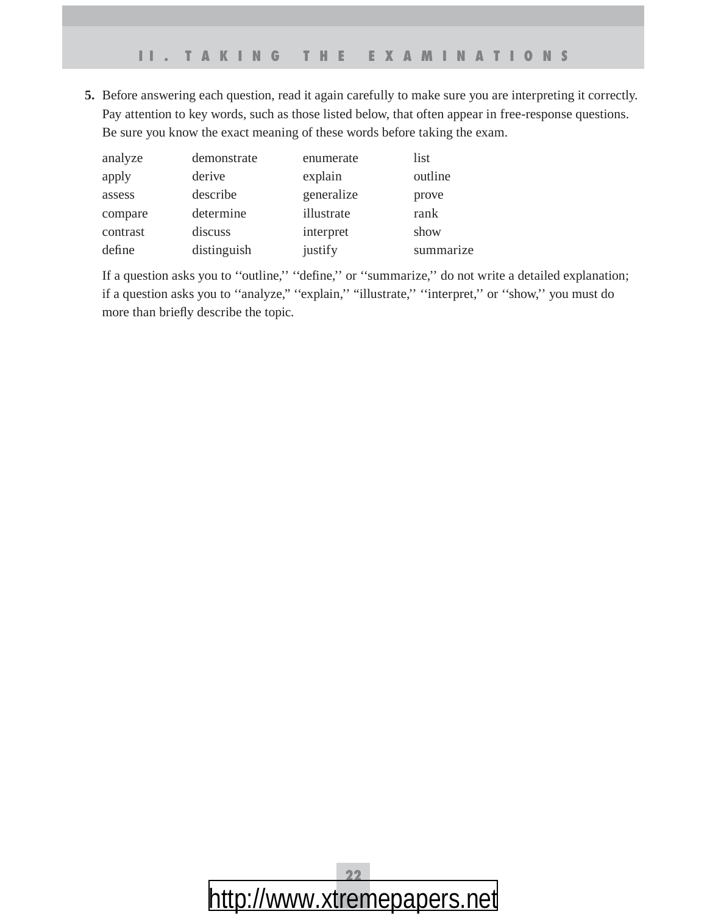5. Before answering each question, read it again carefully to make sure you are interpreting it correctly. Pay attention to key words, such as those listed below, that often appear in free-response questions. Be sure you know the exact meaning of these words before taking the exam.

| | | | |
|---|---|---|---|
| analyze | demonstrate | enumerate | list |
| apply | derive | explain | outline |
| assess | describe | generalize | prove |
| compare | determine | illustrate | rank |
| contrast | discuss | interpret | show |
| define | distinguish | justify | summarize |

If a question asks you to ''outline,'' ''define,'' or ''summarize,'' do not write a detailed explanation; if a question asks you to ''analyze,'' ''explain,'' "illustrate,'' ''interpret,'' or ''show,'' you must do more than briefly describe the topic.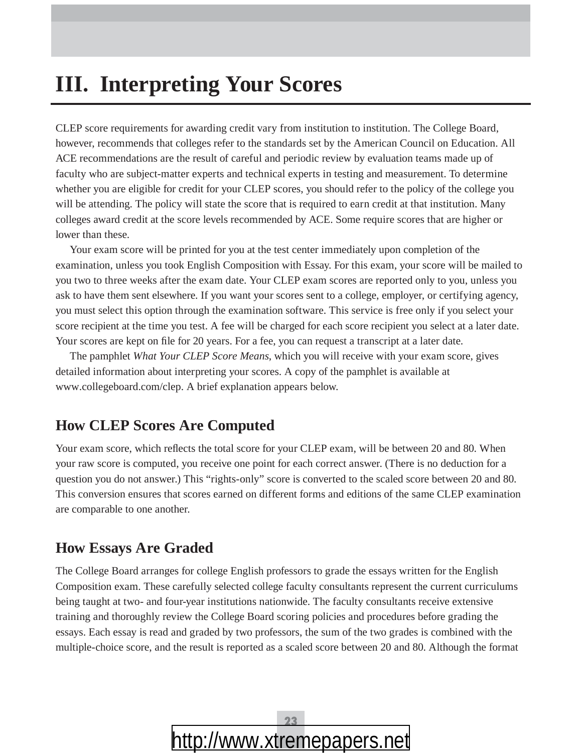# III. Interpreting Your Scores

CLEP score requirements for awarding credit vary from institution to institution. The College Board, however, recommends that colleges refer to the standards set by the American Council on Education. All ACE recommendations are the result of careful and periodic review by evaluation teams made up of faculty who are subject-matter experts and technical experts in testing and measurement. To determine whether you are eligible for credit for your CLEP scores, you should refer to the policy of the college you will be attending. The policy will state the score that is required to earn credit at that institution. Many colleges award credit at the score levels recommended by ACE. Some require scores that are higher or lower than these.

Your exam score will be printed for you at the test center immediately upon completion of the examination, unless you took English Composition with Essay. For this exam, your score will be mailed to you two to three weeks after the exam date. Your CLEP exam scores are reported only to you, unless you ask to have them sent elsewhere. If you want your scores sent to a college, employer, or certifying agency, you must select this option through the examination software. This service is free only if you select your score recipient at the time you test. A fee will be charged for each score recipient you select at a later date. Your scores are kept on file for 20 years. For a fee, you can request a transcript at a later date.

The pamphlet *What Your CLEP Score Means*, which you will receive with your exam score, gives detailed information about interpreting your scores. A copy of the pamphlet is available at www.collegeboard.com/clep. A brief explanation appears below.

## How CLEP Scores Are Computed

Your exam score, which reflects the total score for your CLEP exam, will be between 20 and 80. When your raw score is computed, you receive one point for each correct answer. (There is no deduction for a question you do not answer.) This "rights-only" score is converted to the scaled score between 20 and 80. This conversion ensures that scores earned on different forms and editions of the same CLEP examination are comparable to one another.

## How Essays Are Graded

The College Board arranges for college English professors to grade the essays written for the English Composition exam. These carefully selected college faculty consultants represent the current curriculums being taught at two- and four-year institutions nationwide. The faculty consultants receive extensive training and thoroughly review the College Board scoring policies and procedures before grading the essays. Each essay is read and graded by two professors, the sum of the two grades is combined with the multiple-choice score, and the result is reported as a scaled score between 20 and 80. Although the format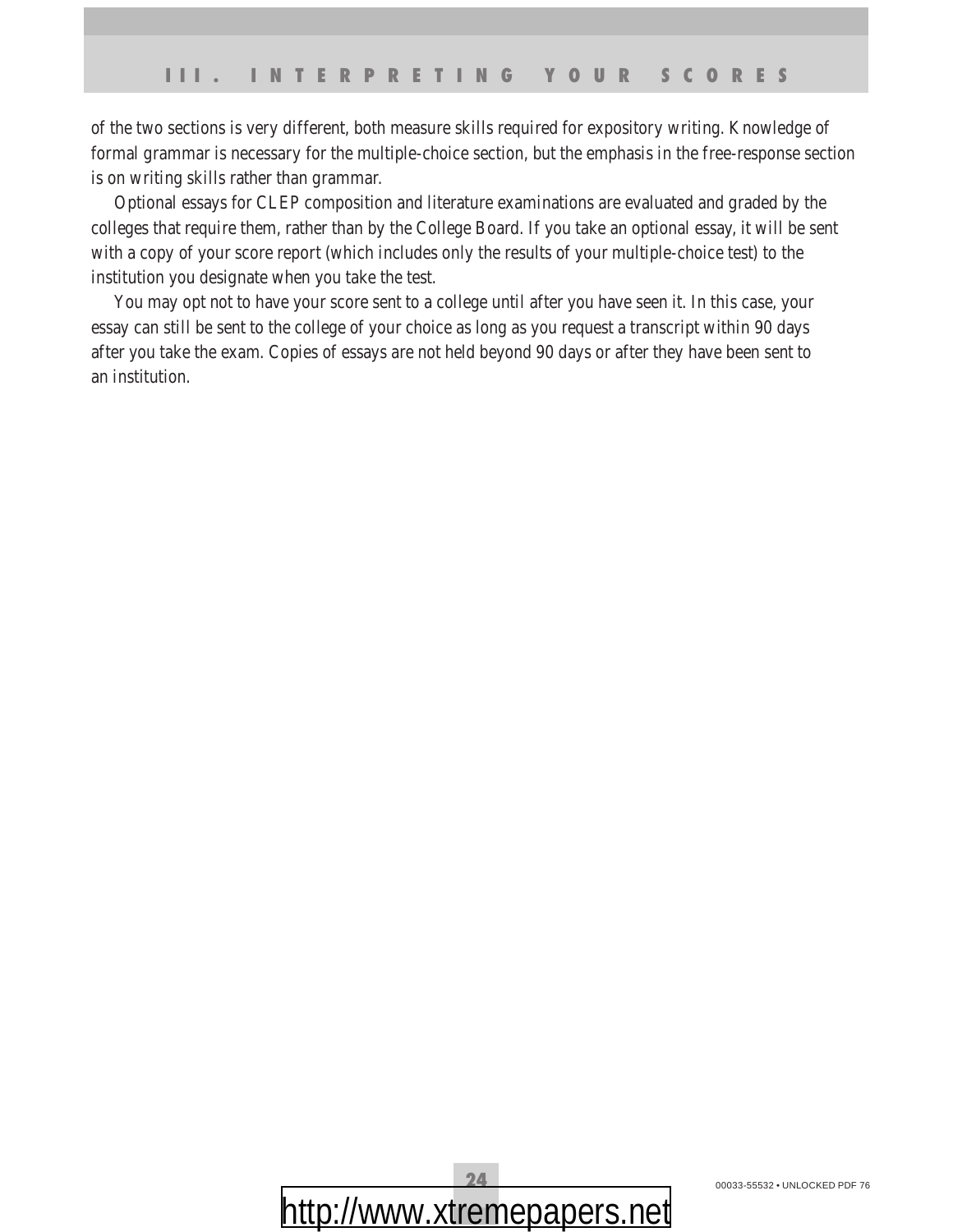of the two sections is very different, both measure skills required for expository writing. Knowledge of formal grammar is necessary for the multiple-choice section, but the emphasis in the free-response section is on writing skills rather than grammar.

Optional essays for CLEP composition and literature examinations are evaluated and graded by the colleges that require them, rather than by the College Board. If you take an optional essay, it will be sent with a copy of your score report (which includes only the results of your multiple-choice test) to the institution you designate when you take the test.

You may opt not to have your score sent to a college until after you have seen it. In this case, your essay can still be sent to the college of your choice as long as you request a transcript within 90 days after you take the exam. Copies of essays are not held beyond 90 days or after they have been sent to an institution.